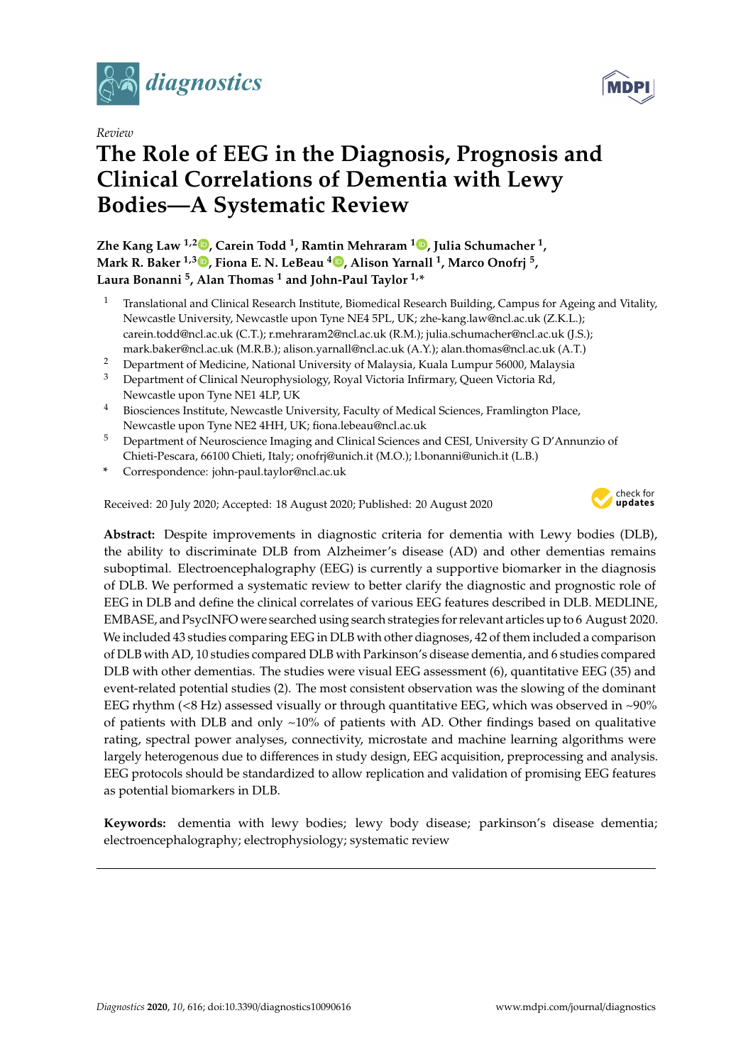*Review*

# The Role of EEG in the Diagnosis, Prognosis and Clinical Correlations of Dementia with Lewy Bodies—A Systematic Review

**Zhe Kang Law [1,2], Carein Todd [1], Ramtin Mehraram [1], Julia Schumacher [1], Mark R. Baker [1,3], Fiona E. N. LeBeau [4], Alison Yarnall [1], Marco Onofrj [5], Laura Bonanni [5], Alan Thomas [1] and John-Paul Taylor [1,*]**

[1] Translational and Clinical Research Institute, Biomedical Research Building, Campus for Ageing and Vitality, Newcastle University, Newcastle upon Tyne NE4 5PL, UK; zhe-kang.law@ncl.ac.uk (Z.K.L.); carein.todd@ncl.ac.uk (C.T.); r.mehraram2@ncl.ac.uk (R.M.); julia.schumacher@ncl.ac.uk (J.S.); mark.baker@ncl.ac.uk (M.R.B.); alison.yarnall@ncl.ac.uk (A.Y.); alan.thomas@ncl.ac.uk (A.T.)

[2] Department of Medicine, National University of Malaysia, Kuala Lumpur 56000, Malaysia

[3] Department of Clinical Neurophysiology, Royal Victoria Infirmary, Queen Victoria Rd, Newcastle upon Tyne NE1 4LP, UK

[4] Biosciences Institute, Newcastle University, Faculty of Medical Sciences, Framlington Place, Newcastle upon Tyne NE2 4HH, UK; fiona.lebeau@ncl.ac.uk

[5] Department of Neuroscience Imaging and Clinical Sciences and CESI, University G D'Annunzio of Chieti-Pescara, 66100 Chieti, Italy; onofrj@unich.it (M.O.); l.bonanni@unich.it (L.B.)

\* Correspondence: john-paul.taylor@ncl.ac.uk

Received: 20 July 2020; Accepted: 18 August 2020; Published: 20 August 2020

**Abstract:** Despite improvements in diagnostic criteria for dementia with Lewy bodies (DLB), the ability to discriminate DLB from Alzheimer's disease (AD) and other dementias remains suboptimal. Electroencephalography (EEG) is currently a supportive biomarker in the diagnosis of DLB. We performed a systematic review to better clarify the diagnostic and prognostic role of EEG in DLB and define the clinical correlates of various EEG features described in DLB. MEDLINE, EMBASE, and PsycINFO were searched using search strategies for relevant articles up to 6 August 2020. We included 43 studies comparing EEG in DLB with other diagnoses, 42 of them included a comparison of DLB with AD, 10 studies compared DLB with Parkinson's disease dementia, and 6 studies compared DLB with other dementias. The studies were visual EEG assessment (6), quantitative EEG (35) and event-related potential studies (2). The most consistent observation was the slowing of the dominant EEG rhythm (<8 Hz) assessed visually or through quantitative EEG, which was observed in ~90% of patients with DLB and only ~10% of patients with AD. Other findings based on qualitative rating, spectral power analyses, connectivity, microstate and machine learning algorithms were largely heterogenous due to differences in study design, EEG acquisition, preprocessing and analysis. EEG protocols should be standardized to allow replication and validation of promising EEG features as potential biomarkers in DLB.

**Keywords:** dementia with lewy bodies; lewy body disease; parkinson's disease dementia; electroencephalography; electrophysiology; systematic review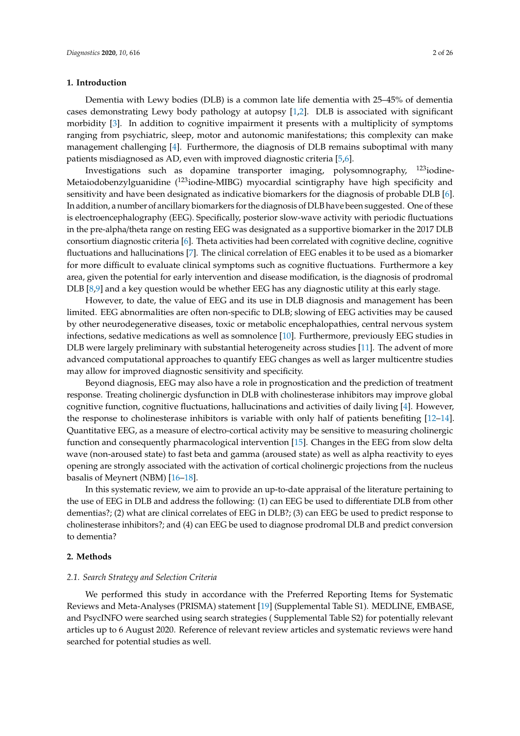## 1. Introduction

Dementia with Lewy bodies (DLB) is a common late life dementia with 25–45% of dementia cases demonstrating Lewy body pathology at autopsy [1,2]. DLB is associated with significant morbidity [3]. In addition to cognitive impairment it presents with a multiplicity of symptoms ranging from psychiatric, sleep, motor and autonomic manifestations; this complexity can make management challenging [4]. Furthermore, the diagnosis of DLB remains suboptimal with many patients misdiagnosed as AD, even with improved diagnostic criteria [5,6].

Investigations such as dopamine transporter imaging, polysomnography, $^{123}$iodine-Metaiodobenzylguanidine ($^{123}$iodine-MIBG) myocardial scintigraphy have high specificity and sensitivity and have been designated as indicative biomarkers for the diagnosis of probable DLB [6]. In addition, a number of ancillary biomarkers for the diagnosis of DLB have been suggested. One of these is electroencephalography (EEG). Specifically, posterior slow-wave activity with periodic fluctuations in the pre-alpha/theta range on resting EEG was designated as a supportive biomarker in the 2017 DLB consortium diagnostic criteria [6]. Theta activities had been correlated with cognitive decline, cognitive fluctuations and hallucinations [7]. The clinical correlation of EEG enables it to be used as a biomarker for more difficult to evaluate clinical symptoms such as cognitive fluctuations. Furthermore a key area, given the potential for early intervention and disease modification, is the diagnosis of prodromal DLB [8,9] and a key question would be whether EEG has any diagnostic utility at this early stage.

However, to date, the value of EEG and its use in DLB diagnosis and management has been limited. EEG abnormalities are often non-specific to DLB; slowing of EEG activities may be caused by other neurodegenerative diseases, toxic or metabolic encephalopathies, central nervous system infections, sedative medications as well as somnolence [10]. Furthermore, previously EEG studies in DLB were largely preliminary with substantial heterogeneity across studies [11]. The advent of more advanced computational approaches to quantify EEG changes as well as larger multicentre studies may allow for improved diagnostic sensitivity and specificity.

Beyond diagnosis, EEG may also have a role in prognostication and the prediction of treatment response. Treating cholinergic dysfunction in DLB with cholinesterase inhibitors may improve global cognitive function, cognitive fluctuations, hallucinations and activities of daily living [4]. However, the response to cholinesterase inhibitors is variable with only half of patients benefiting [12–14]. Quantitative EEG, as a measure of electro-cortical activity may be sensitive to measuring cholinergic function and consequently pharmacological intervention [15]. Changes in the EEG from slow delta wave (non-aroused state) to fast beta and gamma (aroused state) as well as alpha reactivity to eyes opening are strongly associated with the activation of cortical cholinergic projections from the nucleus basalis of Meynert (NBM) [16–18].

In this systematic review, we aim to provide an up-to-date appraisal of the literature pertaining to the use of EEG in DLB and address the following: (1) can EEG be used to differentiate DLB from other dementias?; (2) what are clinical correlates of EEG in DLB?; (3) can EEG be used to predict response to cholinesterase inhibitors?; and (4) can EEG be used to diagnose prodromal DLB and predict conversion to dementia?

## 2. Methods

### *2.1. Search Strategy and Selection Criteria*

We performed this study in accordance with the Preferred Reporting Items for Systematic Reviews and Meta-Analyses (PRISMA) statement [19] (Supplemental Table S1). MEDLINE, EMBASE, and PsycINFO were searched using search strategies ( Supplemental Table S2) for potentially relevant articles up to 6 August 2020. Reference of relevant review articles and systematic reviews were hand searched for potential studies as well.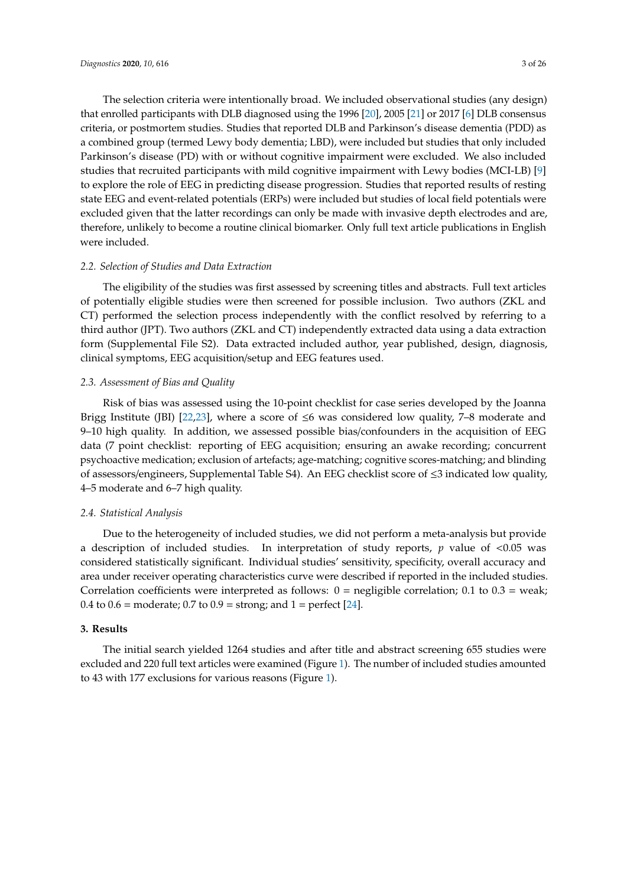The selection criteria were intentionally broad. We included observational studies (any design) that enrolled participants with DLB diagnosed using the 1996 [20], 2005 [21] or 2017 [6] DLB consensus criteria, or postmortem studies. Studies that reported DLB and Parkinson's disease dementia (PDD) as a combined group (termed Lewy body dementia; LBD), were included but studies that only included Parkinson's disease (PD) with or without cognitive impairment were excluded. We also included studies that recruited participants with mild cognitive impairment with Lewy bodies (MCI-LB) [9] to explore the role of EEG in predicting disease progression. Studies that reported results of resting state EEG and event-related potentials (ERPs) were included but studies of local field potentials were excluded given that the latter recordings can only be made with invasive depth electrodes and are, therefore, unlikely to become a routine clinical biomarker. Only full text article publications in English were included.

### *2.2. Selection of Studies and Data Extraction*

The eligibility of the studies was first assessed by screening titles and abstracts. Full text articles of potentially eligible studies were then screened for possible inclusion. Two authors (ZKL and CT) performed the selection process independently with the conflict resolved by referring to a third author (JPT). Two authors (ZKL and CT) independently extracted data using a data extraction form (Supplemental File S2). Data extracted included author, year published, design, diagnosis, clinical symptoms, EEG acquisition/setup and EEG features used.

### *2.3. Assessment of Bias and Quality*

Risk of bias was assessed using the 10-point checklist for case series developed by the Joanna Brigg Institute (JBI) [22,23], where a score of $\leq$6 was considered low quality, 7–8 moderate and 9–10 high quality. In addition, we assessed possible bias/confounders in the acquisition of EEG data (7 point checklist: reporting of EEG acquisition; ensuring an awake recording; concurrent psychoactive medication; exclusion of artefacts; age-matching; cognitive scores-matching; and blinding of assessors/engineers, Supplemental Table S4). An EEG checklist score of $\leq$3 indicated low quality, 4–5 moderate and 6–7 high quality.

### *2.4. Statistical Analysis*

Due to the heterogeneity of included studies, we did not perform a meta-analysis but provide a description of included studies. In interpretation of study reports, $p$ value of $<0.05$ was considered statistically significant. Individual studies' sensitivity, specificity, overall accuracy and area under receiver operating characteristics curve were described if reported in the included studies. Correlation coefficients were interpreted as follows: 0 = negligible correlation; 0.1 to 0.3 = weak; 0.4 to 0.6 = moderate; 0.7 to 0.9 = strong; and 1 = perfect [24].

## **3. Results**

The initial search yielded 1264 studies and after title and abstract screening 655 studies were excluded and 220 full text articles were examined (Figure 1). The number of included studies amounted to 43 with 177 exclusions for various reasons (Figure 1).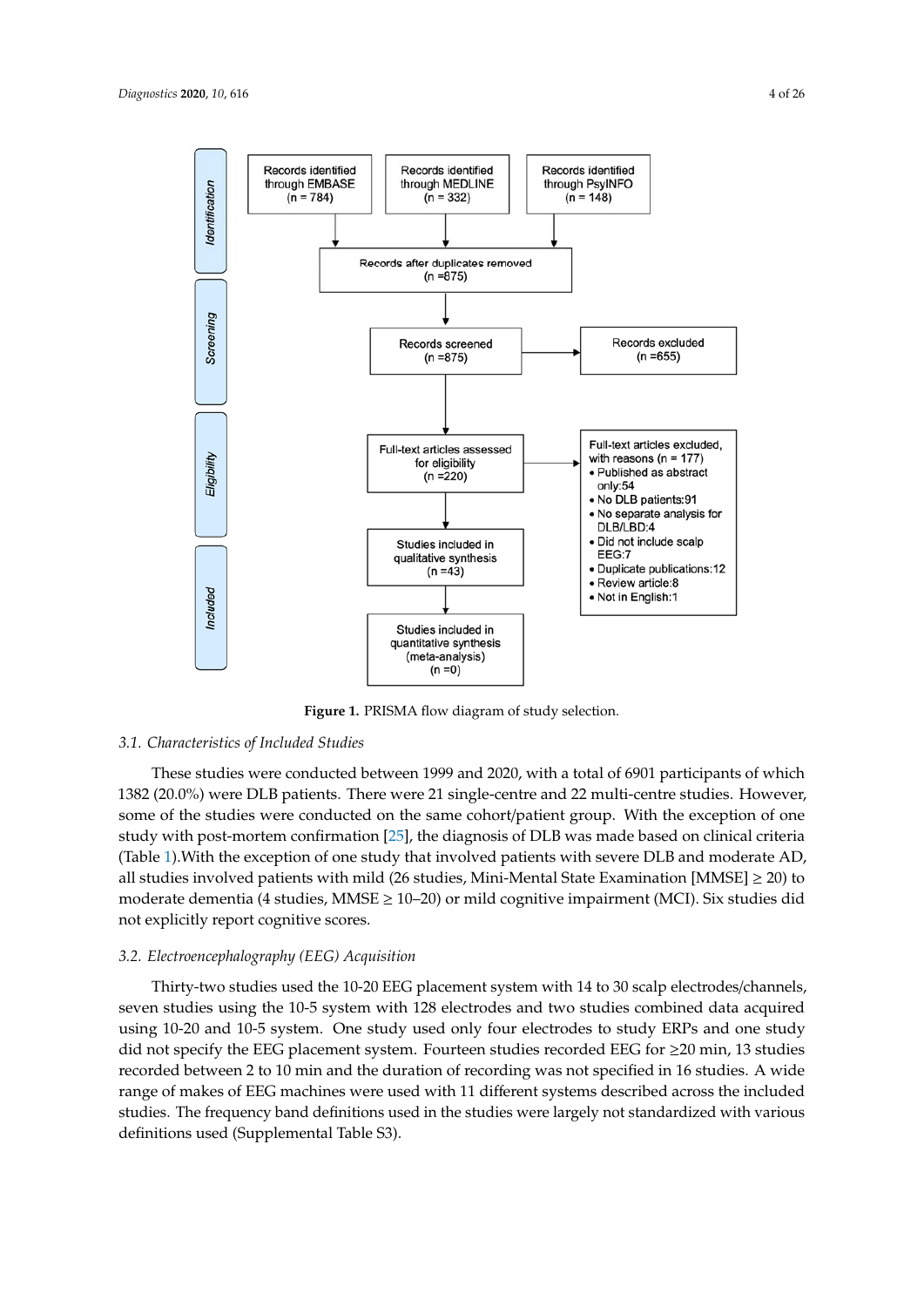**Identification**

- Records identified through EMBASE (n = 784)
- Records identified through MEDLINE (n = 332)
- Records identified through PsyINFO (n = 148)

Records after duplicates removed (n =875)

**Screening**

Records screened (n =875) → Records excluded (n =655)

**Eligibility**

Full-text articles assessed for eligibility (n =220) → Full-text articles excluded, with reasons (n = 177)

- Published as abstract only:54
- No DLB patients:91
- No separate analysis for DLB/LBD:4
- Did not include scalp EEG:7
- Duplicate publications:12
- Review article:8
- Not in English:1

**Included**

Studies included in qualitative synthesis (n =43)

Studies included in quantitative synthesis (meta-analysis) (n =0)

**Figure 1.** PRISMA flow diagram of study selection.

### 3.1. Characteristics of Included Studies

These studies were conducted between 1999 and 2020, with a total of 6901 participants of which 1382 (20.0%) were DLB patients. There were 21 single-centre and 22 multi-centre studies. However, some of the studies were conducted on the same cohort/patient group. With the exception of one study with post-mortem confirmation [25], the diagnosis of DLB was made based on clinical criteria (Table 1).With the exception of one study that involved patients with severe DLB and moderate AD, all studies involved patients with mild (26 studies, Mini-Mental State Examination [MMSE] $\geq$ 20) to moderate dementia (4 studies, MMSE $\geq$ 10–20) or mild cognitive impairment (MCI). Six studies did not explicitly report cognitive scores.

### 3.2. Electroencephalography (EEG) Acquisition

Thirty-two studies used the 10-20 EEG placement system with 14 to 30 scalp electrodes/channels, seven studies using the 10-5 system with 128 electrodes and two studies combined data acquired using 10-20 and 10-5 system. One study used only four electrodes to study ERPs and one study did not specify the EEG placement system. Fourteen studies recorded EEG for $\geq$20 min, 13 studies recorded between 2 to 10 min and the duration of recording was not specified in 16 studies. A wide range of makes of EEG machines were used with 11 different systems described across the included studies. The frequency band definitions used in the studies were largely not standardized with various definitions used (Supplemental Table S3).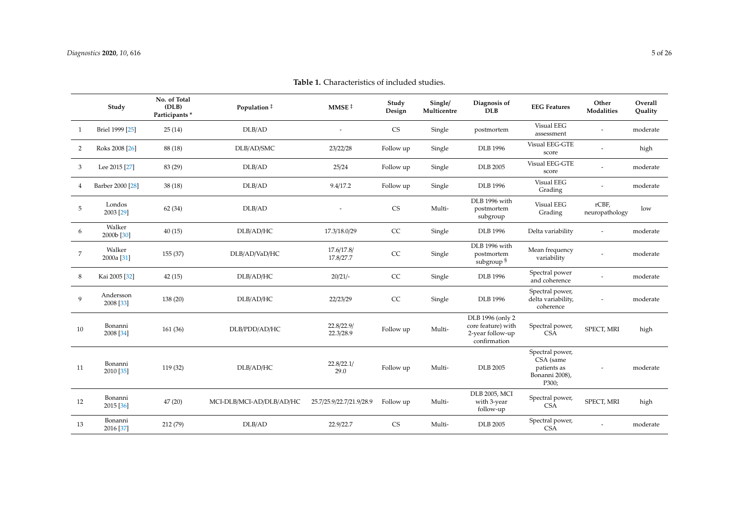**Table 1.** Characteristics of included studies.

| | Study | No. of Total (DLB) Participants * | Population ‡ | MMSE ‡ | Study Design | Single/ Multicentre | Diagnosis of DLB | EEG Features | Other Modalities | Overall Quality |
|---|---|---|---|---|---|---|---|---|---|---|
| 1 | Briel 1999 [25] | 25 (14) | DLB/AD | - | CS | Single | postmortem | Visual EEG assessment | - | moderate |
| 2 | Roks 2008 [26] | 88 (18) | DLB/AD/SMC | 23/22/28 | Follow up | Single | DLB 1996 | Visual EEG-GTE score | - | high |
| 3 | Lee 2015 [27] | 83 (29) | DLB/AD | 25/24 | Follow up | Single | DLB 2005 | Visual EEG-GTE score | - | moderate |
| 4 | Barber 2000 [28] | 38 (18) | DLB/AD | 9.4/17.2 | Follow up | Single | DLB 1996 | Visual EEG Grading | - | moderate |
| 5 | Londos 2003 [29] | 62 (34) | DLB/AD | - | CS | Multi- | DLB 1996 with postmortem subgroup | Visual EEG Grading | rCBF, neuropathology | low |
| 6 | Walker 2000b [30] | 40 (15) | DLB/AD/HC | 17.3/18.0/29 | CC | Single | DLB 1996 | Delta variability | - | moderate |
| 7 | Walker 2000a [31] | 155 (37) | DLB/AD/VaD/HC | 17.6/17.8/ 17.8/27.7 | CC | Single | DLB 1996 with postmortem subgroup § | Mean frequency variability | - | moderate |
| 8 | Kai 2005 [32] | 42 (15) | DLB/AD/HC | 20/21/- | CC | Single | DLB 1996 | Spectral power and coherence | - | moderate |
| 9 | Andersson 2008 [33] | 138 (20) | DLB/AD/HC | 22/23/29 | CC | Single | DLB 1996 | Spectral power, delta variability, coherence | - | moderate |
| 10 | Bonanni 2008 [34] | 161 (36) | DLB/PDD/AD/HC | 22.8/22.9/ 22.3/28.9 | Follow up | Multi- | DLB 1996 (only 2 core feature) with 2-year follow-up confirmation | Spectral power, CSA | SPECT, MRI | high |
| 11 | Bonanni 2010 [35] | 119 (32) | DLB/AD/HC | 22.8/22.1/ 29.0 | Follow up | Multi- | DLB 2005 | Spectral power, CSA (same patients as Bonanni 2008), P300; | - | moderate |
| 12 | Bonanni 2015 [36] | 47 (20) | MCI-DLB/MCI-AD/DLB/AD/HC | 25.7/25.9/22.7/21.9/28.9 | Follow up | Multi- | DLB 2005, MCI with 3-year follow-up | Spectral power, CSA | SPECT, MRI | high |
| 13 | Bonanni 2016 [37] | 212 (79) | DLB/AD | 22.9/22.7 | CS | Multi- | DLB 2005 | Spectral power, CSA | - | moderate |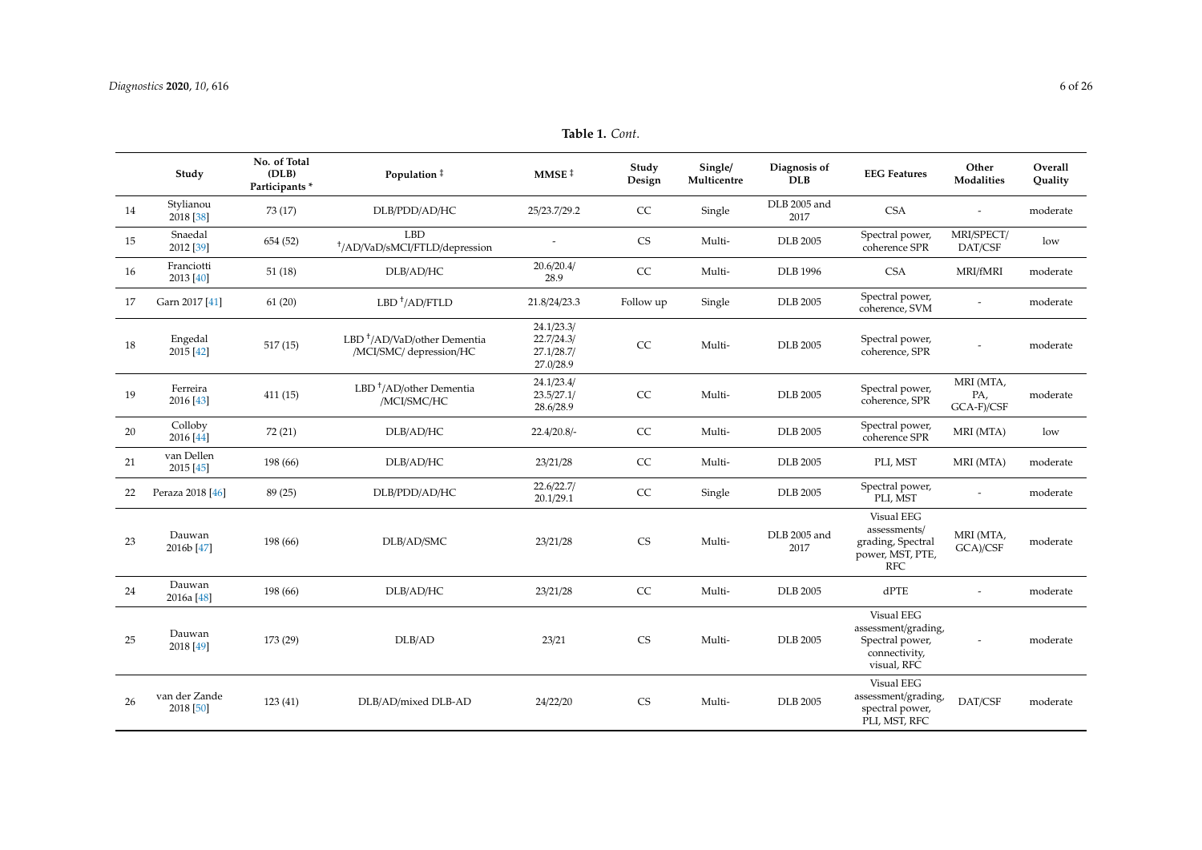**Table 1.** *Cont.*

| | Study | No. of Total (DLB) Participants * | Population ‡ | MMSE ‡ | Study Design | Single/ Multicentre | Diagnosis of DLB | EEG Features | Other Modalities | Overall Quality |
|---|---|---|---|---|---|---|---|---|---|---|
| 14 | Stylianou 2018 [38] | 73 (17) | DLB/PDD/AD/HC | 25/23.7/29.2 | CC | Single | DLB 2005 and 2017 | CSA | - | moderate |
| 15 | Snaedal 2012 [39] | 654 (52) | LBD †/AD/VaD/sMCI/FTLD/depression | - | CS | Multi- | DLB 2005 | Spectral power, coherence SPR | MRI/SPECT/ DAT/CSF | low |
| 16 | Franciotti 2013 [40] | 51 (18) | DLB/AD/HC | 20.6/20.4/ 28.9 | CC | Multi- | DLB 1996 | CSA | MRI/fMRI | moderate |
| 17 | Garn 2017 [41] | 61 (20) | LBD †/AD/FTLD | 21.8/24/23.3 | Follow up | Single | DLB 2005 | Spectral power, coherence, SVM | - | moderate |
| 18 | Engedal 2015 [42] | 517 (15) | LBD †/AD/VaD/other Dementia /MCI/SMC/ depression/HC | 24.1/23.3/ 22.7/24.3/ 27.1/28.7/ 27.0/28.9 | CC | Multi- | DLB 2005 | Spectral power, coherence, SPR | - | moderate |
| 19 | Ferreira 2016 [43] | 411 (15) | LBD †/AD/other Dementia /MCI/SMC/HC | 24.1/23.4/ 23.5/27.1/ 28.6/28.9 | CC | Multi- | DLB 2005 | Spectral power, coherence, SPR | MRI (MTA, PA, GCA-F)/CSF | moderate |
| 20 | Colloby 2016 [44] | 72 (21) | DLB/AD/HC | 22.4/20.8/- | CC | Multi- | DLB 2005 | Spectral power, coherence SPR | MRI (MTA) | low |
| 21 | van Dellen 2015 [45] | 198 (66) | DLB/AD/HC | 23/21/28 | CC | Multi- | DLB 2005 | PLI, MST | MRI (MTA) | moderate |
| 22 | Peraza 2018 [46] | 89 (25) | DLB/PDD/AD/HC | 22.6/22.7/ 20.1/29.1 | CC | Single | DLB 2005 | Spectral power, PLI, MST | - | moderate |
| 23 | Dauwan 2016b [47] | 198 (66) | DLB/AD/SMC | 23/21/28 | CS | Multi- | DLB 2005 and 2017 | Visual EEG assessments/ grading, Spectral power, MST, PTE, RFC | MRI (MTA, GCA)/CSF | moderate |
| 24 | Dauwan 2016a [48] | 198 (66) | DLB/AD/HC | 23/21/28 | CC | Multi- | DLB 2005 | dPTE | - | moderate |
| 25 | Dauwan 2018 [49] | 173 (29) | DLB/AD | 23/21 | CS | Multi- | DLB 2005 | Visual EEG assessment/grading, Spectral power, connectivity, visual, RFC | - | moderate |
| 26 | van der Zande 2018 [50] | 123 (41) | DLB/AD/mixed DLB-AD | 24/22/20 | CS | Multi- | DLB 2005 | Visual EEG assessment/grading, spectral power, PLI, MST, RFC | DAT/CSF | moderate |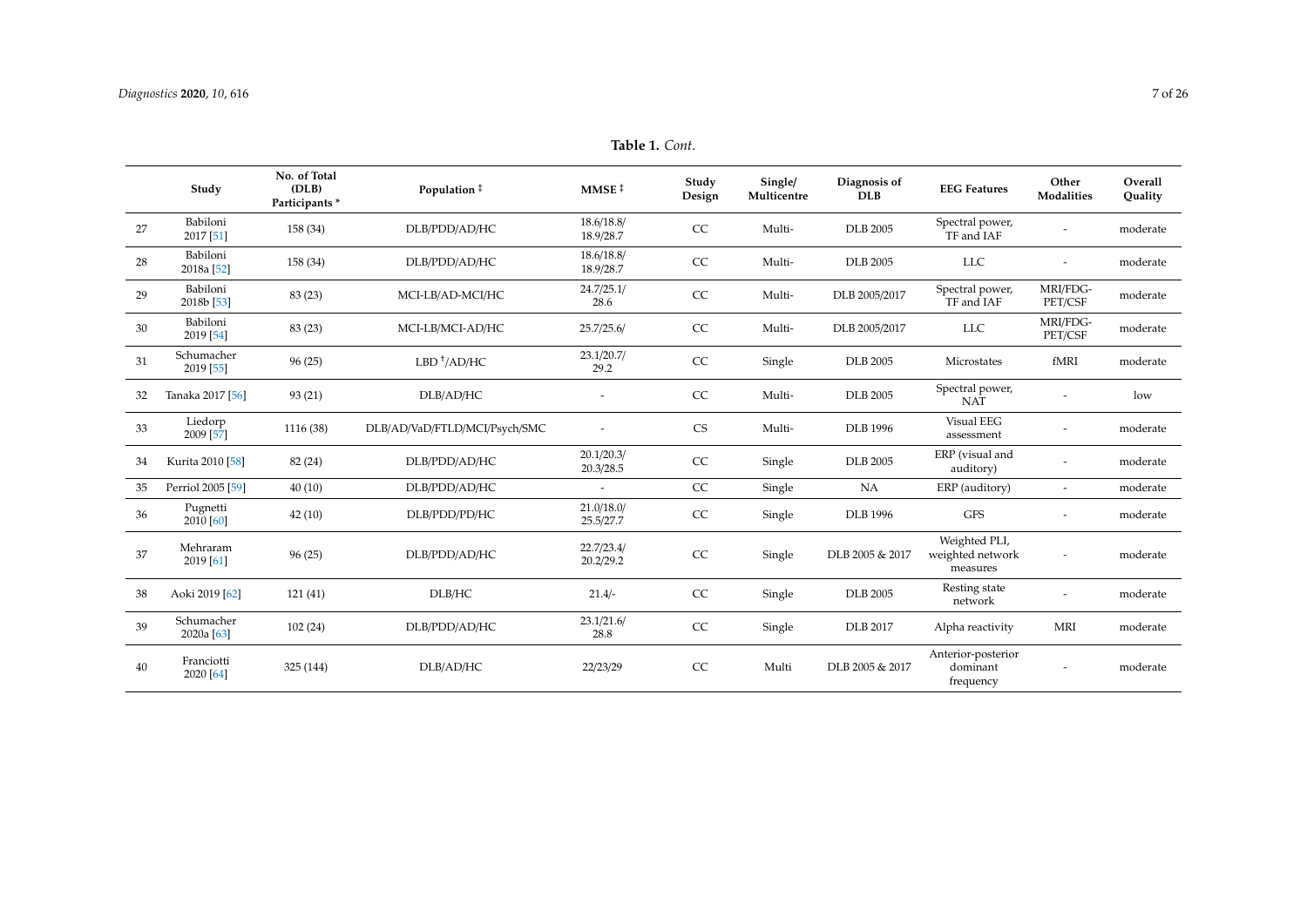**Table 1.** *Cont.*

| | Study | No. of Total (DLB) Participants * | Population ‡ | MMSE ‡ | Study Design | Single/ Multicentre | Diagnosis of DLB | EEG Features | Other Modalities | Overall Quality |
|---|---|---|---|---|---|---|---|---|---|---|
| 27 | Babiloni 2017 [51] | 158 (34) | DLB/PDD/AD/HC | 18.6/18.8/ 18.9/28.7 | CC | Multi- | DLB 2005 | Spectral power, TF and IAF | - | moderate |
| 28 | Babiloni 2018a [52] | 158 (34) | DLB/PDD/AD/HC | 18.6/18.8/ 18.9/28.7 | CC | Multi- | DLB 2005 | LLC | - | moderate |
| 29 | Babiloni 2018b [53] | 83 (23) | MCI-LB/AD-MCI/HC | 24.7/25.1/ 28.6 | CC | Multi- | DLB 2005/2017 | Spectral power, TF and IAF | MRI/FDG-PET/CSF | moderate |
| 30 | Babiloni 2019 [54] | 83 (23) | MCI-LB/MCI-AD/HC | 25.7/25.6/ | CC | Multi- | DLB 2005/2017 | LLC | MRI/FDG-PET/CSF | moderate |
| 31 | Schumacher 2019 [55] | 96 (25) | LBD †/AD/HC | 23.1/20.7/ 29.2 | CC | Single | DLB 2005 | Microstates | fMRI | moderate |
| 32 | Tanaka 2017 [56] | 93 (21) | DLB/AD/HC | - | CC | Multi- | DLB 2005 | Spectral power, NAT | - | low |
| 33 | Liedorp 2009 [57] | 1116 (38) | DLB/AD/VaD/FTLD/MCI/Psych/SMC | - | CS | Multi- | DLB 1996 | Visual EEG assessment | - | moderate |
| 34 | Kurita 2010 [58] | 82 (24) | DLB/PDD/AD/HC | 20.1/20.3/ 20.3/28.5 | CC | Single | DLB 2005 | ERP (visual and auditory) | - | moderate |
| 35 | Perriol 2005 [59] | 40 (10) | DLB/PDD/AD/HC | - | CC | Single | NA | ERP (auditory) | - | moderate |
| 36 | Pugnetti 2010 [60] | 42 (10) | DLB/PDD/PD/HC | 21.0/18.0/ 25.5/27.7 | CC | Single | DLB 1996 | GFS | - | moderate |
| 37 | Mehraram 2019 [61] | 96 (25) | DLB/PDD/AD/HC | 22.7/23.4/ 20.2/29.2 | CC | Single | DLB 2005 & 2017 | Weighted PLI, weighted network measures | - | moderate |
| 38 | Aoki 2019 [62] | 121 (41) | DLB/HC | 21.4/- | CC | Single | DLB 2005 | Resting state network | - | moderate |
| 39 | Schumacher 2020a [63] | 102 (24) | DLB/PDD/AD/HC | 23.1/21.6/ 28.8 | CC | Single | DLB 2017 | Alpha reactivity | MRI | moderate |
| 40 | Franciotti 2020 [64] | 325 (144) | DLB/AD/HC | 22/23/29 | CC | Multi | DLB 2005 & 2017 | Anterior-posterior dominant frequency | - | moderate |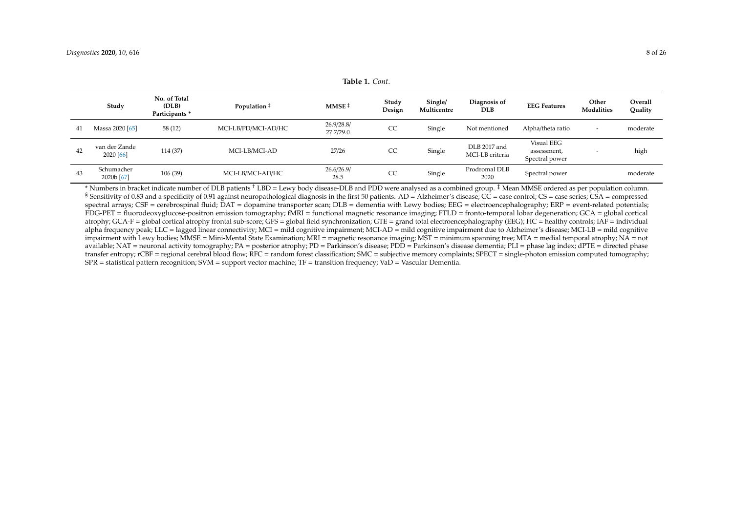**Table 1.** *Cont.*

| | Study | No. of Total (DLB) Participants * | Population ‡ | MMSE ‡ | Study Design | Single/ Multicentre | Diagnosis of DLB | EEG Features | Other Modalities | Overall Quality |
|---|---|---|---|---|---|---|---|---|---|---|
| 41 | Massa 2020 [65] | 58 (12) | MCI-LB/PD/MCI-AD/HC | 26.9/28.8/ 27.7/29.0 | CC | Single | Not mentioned | Alpha/theta ratio | - | moderate |
| 42 | van der Zande 2020 [66] | 114 (37) | MCI-LB/MCI-AD | 27/26 | CC | Single | DLB 2017 and MCI-LB criteria | Visual EEG assessment, Spectral power | - | high |
| 43 | Schumacher 2020b [67] | 106 (39) | MCI-LB/MCI-AD/HC | 26.6/26.9/ 28.5 | CC | Single | Prodromal DLB 2020 | Spectral power | | moderate |

* Numbers in bracket indicate number of DLB patients † LBD = Lewy body disease-DLB and PDD were analysed as a combined group. ‡ Mean MMSE ordered as per population column. § Sensitivity of 0.83 and a specificity of 0.91 against neuropathological diagnosis in the first 50 patients. AD = Alzheimer's disease; CC = case control; CS = case series; CSA = compressed spectral arrays; CSF = cerebrospinal fluid; DAT = dopamine transporter scan; DLB = dementia with Lewy bodies; EEG = electroencephalography; ERP = event-related potentials; FDG-PET = fluorodeoxyglucose-positron emission tomography; fMRI = functional magnetic resonance imaging; FTLD = fronto-temporal lobar degeneration; GCA = global cortical atrophy; GCA-F = global cortical atrophy frontal sub-score; GFS = global field synchronization; GTE = grand total electroencephalography (EEG); HC = healthy controls; IAF = individual alpha frequency peak; LLC = lagged linear connectivity; MCI = mild cognitive impairment; MCI-AD = mild cognitive impairment due to Alzheimer's disease; MCI-LB = mild cognitive impairment with Lewy bodies; MMSE = Mini-Mental State Examination; MRI = magnetic resonance imaging; MST = minimum spanning tree; MTA = medial temporal atrophy; NA = not available; NAT = neuronal activity tomography; PA = posterior atrophy; PD = Parkinson's disease; PDD = Parkinson's disease dementia; PLI = phase lag index; dPTE = directed phase transfer entropy; rCBF = regional cerebral blood flow; RFC = random forest classification; SMC = subjective memory complaints; SPECT = single-photon emission computed tomography; SPR = statistical pattern recognition; SVM = support vector machine; TF = transition frequency; VaD = Vascular Dementia.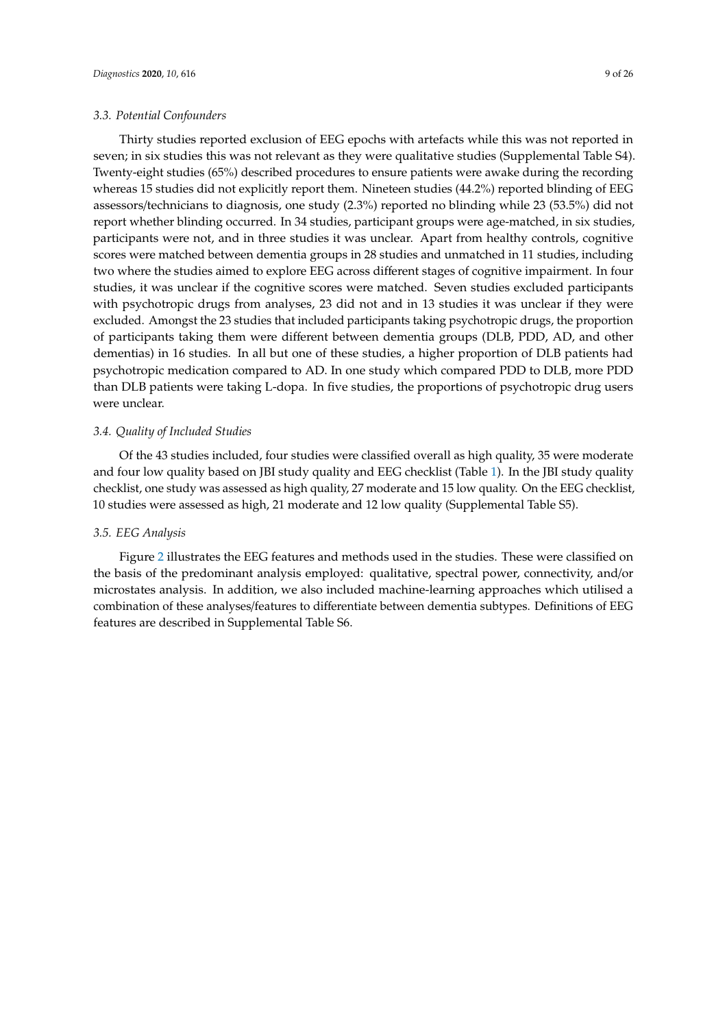### 3.3. Potential Confounders

Thirty studies reported exclusion of EEG epochs with artefacts while this was not reported in seven; in six studies this was not relevant as they were qualitative studies (Supplemental Table S4). Twenty-eight studies (65%) described procedures to ensure patients were awake during the recording whereas 15 studies did not explicitly report them. Nineteen studies (44.2%) reported blinding of EEG assessors/technicians to diagnosis, one study (2.3%) reported no blinding while 23 (53.5%) did not report whether blinding occurred. In 34 studies, participant groups were age-matched, in six studies, participants were not, and in three studies it was unclear. Apart from healthy controls, cognitive scores were matched between dementia groups in 28 studies and unmatched in 11 studies, including two where the studies aimed to explore EEG across different stages of cognitive impairment. In four studies, it was unclear if the cognitive scores were matched. Seven studies excluded participants with psychotropic drugs from analyses, 23 did not and in 13 studies it was unclear if they were excluded. Amongst the 23 studies that included participants taking psychotropic drugs, the proportion of participants taking them were different between dementia groups (DLB, PDD, AD, and other dementias) in 16 studies. In all but one of these studies, a higher proportion of DLB patients had psychotropic medication compared to AD. In one study which compared PDD to DLB, more PDD than DLB patients were taking L-dopa. In five studies, the proportions of psychotropic drug users were unclear.

### 3.4. Quality of Included Studies

Of the 43 studies included, four studies were classified overall as high quality, 35 were moderate and four low quality based on JBI study quality and EEG checklist (Table 1). In the JBI study quality checklist, one study was assessed as high quality, 27 moderate and 15 low quality. On the EEG checklist, 10 studies were assessed as high, 21 moderate and 12 low quality (Supplemental Table S5).

### 3.5. EEG Analysis

Figure 2 illustrates the EEG features and methods used in the studies. These were classified on the basis of the predominant analysis employed: qualitative, spectral power, connectivity, and/or microstates analysis. In addition, we also included machine-learning approaches which utilised a combination of these analyses/features to differentiate between dementia subtypes. Definitions of EEG features are described in Supplemental Table S6.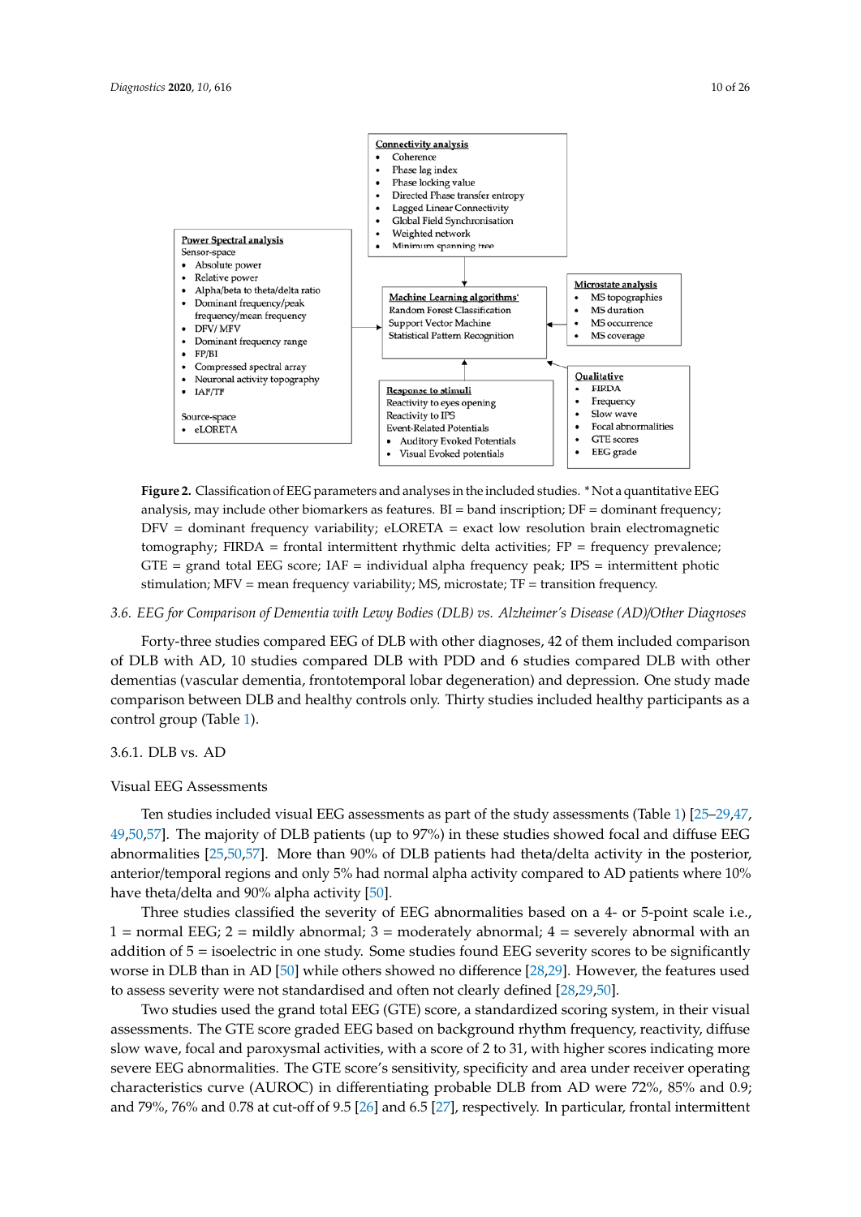**Connectivity analysis**
- Coherence
- Phase lag index
- Phase locking value
- Directed Phase transfer entropy
- Lagged Linear Connectivity
- Global Field Synchronisation
- Weighted network
- Minimum spanning tree

**Power Spectral analysis**

Sensor-space
- Absolute power
- Relative power
- Alpha/beta to theta/delta ratio
- Dominant frequency/peak frequency/mean frequency
- DFV/MFV
- Dominant frequency range
- FP/BI
- Compressed spectral array
- Neuronal activity topography
- IAF/TF

Source-space
- eLORETA

**Machine Learning algorithms***

Random Forest Classification
Support Vector Machine
Statistical Pattern Recognition

**Microstate analysis**
- MS topographies
- MS duration
- MS occurrence
- MS coverage

**Response to stimuli**

Reactivity to eyes opening
Reactivity to IPS
Event-Related Potentials
- Auditory Evoked Potentials
- Visual Evoked potentials

**Qualitative**
- FIRDA
- Frequency
- Slow wave
- Focal abnormalities
- GTE scores
- EEG grade

**Figure 2.** Classification of EEG parameters and analyses in the included studies. * Not a quantitative EEG analysis, may include other biomarkers as features. BI = band inscription; DF = dominant frequency; DFV = dominant frequency variability; eLORETA = exact low resolution brain electromagnetic tomography; FIRDA = frontal intermittent rhythmic delta activities; FP = frequency prevalence; GTE = grand total EEG score; IAF = individual alpha frequency peak; IPS = intermittent photic stimulation; MFV = mean frequency variability; MS, microstate; TF = transition frequency.

### *3.6. EEG for Comparison of Dementia with Lewy Bodies (DLB) vs. Alzheimer's Disease (AD)/Other Diagnoses*

Forty-three studies compared EEG of DLB with other diagnoses, 42 of them included comparison of DLB with AD, 10 studies compared DLB with PDD and 6 studies compared DLB with other dementias (vascular dementia, frontotemporal lobar degeneration) and depression. One study made comparison between DLB and healthy controls only. Thirty studies included healthy participants as a control group (Table 1).

#### 3.6.1. DLB vs. AD

##### Visual EEG Assessments

Ten studies included visual EEG assessments as part of the study assessments (Table 1) [25–29,47,49,50,57]. The majority of DLB patients (up to 97%) in these studies showed focal and diffuse EEG abnormalities [25,50,57]. More than 90% of DLB patients had theta/delta activity in the posterior, anterior/temporal regions and only 5% had normal alpha activity compared to AD patients where 10% have theta/delta and 90% alpha activity [50].

Three studies classified the severity of EEG abnormalities based on a 4- or 5-point scale i.e., 1 = normal EEG; 2 = mildly abnormal; 3 = moderately abnormal; 4 = severely abnormal with an addition of 5 = isoelectric in one study. Some studies found EEG severity scores to be significantly worse in DLB than in AD [50] while others showed no difference [28,29]. However, the features used to assess severity were not standardised and often not clearly defined [28,29,50].

Two studies used the grand total EEG (GTE) score, a standardized scoring system, in their visual assessments. The GTE score graded EEG based on background rhythm frequency, reactivity, diffuse slow wave, focal and paroxysmal activities, with a score of 2 to 31, with higher scores indicating more severe EEG abnormalities. The GTE score's sensitivity, specificity and area under receiver operating characteristics curve (AUROC) in differentiating probable DLB from AD were 72%, 85% and 0.9; and 79%, 76% and 0.78 at cut-off of 9.5 [26] and 6.5 [27], respectively. In particular, frontal intermittent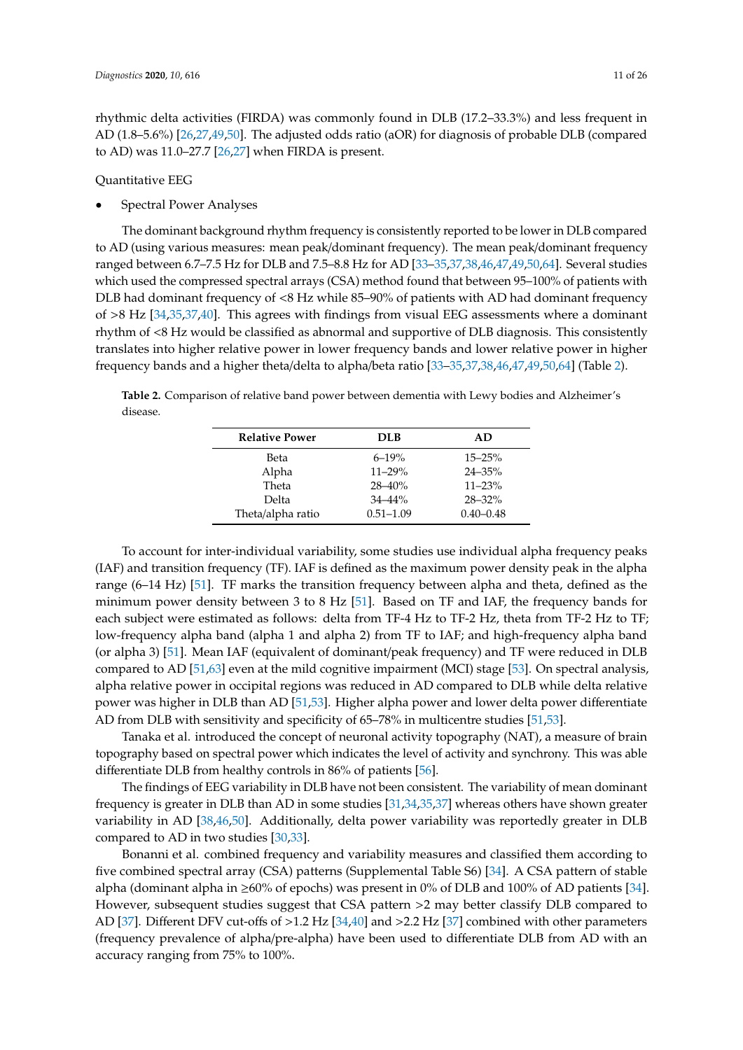rhythmic delta activities (FIRDA) was commonly found in DLB (17.2–33.3%) and less frequent in AD (1.8–5.6%) [26,27,49,50]. The adjusted odds ratio (aOR) for diagnosis of probable DLB (compared to AD) was 11.0–27.7 [26,27] when FIRDA is present.

Quantitative EEG

- Spectral Power Analyses

The dominant background rhythm frequency is consistently reported to be lower in DLB compared to AD (using various measures: mean peak/dominant frequency). The mean peak/dominant frequency ranged between 6.7–7.5 Hz for DLB and 7.5–8.8 Hz for AD [33–35,37,38,46,47,49,50,64]. Several studies which used the compressed spectral arrays (CSA) method found that between 95–100% of patients with DLB had dominant frequency of <8 Hz while 85–90% of patients with AD had dominant frequency of >8 Hz [34,35,37,40]. This agrees with findings from visual EEG assessments where a dominant rhythm of <8 Hz would be classified as abnormal and supportive of DLB diagnosis. This consistently translates into higher relative power in lower frequency bands and lower relative power in higher frequency bands and a higher theta/delta to alpha/beta ratio [33–35,37,38,46,47,49,50,64] (Table 2).

**Table 2.** Comparison of relative band power between dementia with Lewy bodies and Alzheimer's disease.

| Relative Power | DLB | AD |
|---|---|---|
| Beta | 6–19% | 15–25% |
| Alpha | 11–29% | 24–35% |
| Theta | 28–40% | 11–23% |
| Delta | 34–44% | 28–32% |
| Theta/alpha ratio | 0.51–1.09 | 0.40–0.48 |

To account for inter-individual variability, some studies use individual alpha frequency peaks (IAF) and transition frequency (TF). IAF is defined as the maximum power density peak in the alpha range (6–14 Hz) [51]. TF marks the transition frequency between alpha and theta, defined as the minimum power density between 3 to 8 Hz [51]. Based on TF and IAF, the frequency bands for each subject were estimated as follows: delta from TF-4 Hz to TF-2 Hz, theta from TF-2 Hz to TF; low-frequency alpha band (alpha 1 and alpha 2) from TF to IAF; and high-frequency alpha band (or alpha 3) [51]. Mean IAF (equivalent of dominant/peak frequency) and TF were reduced in DLB compared to AD [51,63] even at the mild cognitive impairment (MCI) stage [53]. On spectral analysis, alpha relative power in occipital regions was reduced in AD compared to DLB while delta relative power was higher in DLB than AD [51,53]. Higher alpha power and lower delta power differentiate AD from DLB with sensitivity and specificity of 65–78% in multicentre studies [51,53].

Tanaka et al. introduced the concept of neuronal activity topography (NAT), a measure of brain topography based on spectral power which indicates the level of activity and synchrony. This was able differentiate DLB from healthy controls in 86% of patients [56].

The findings of EEG variability in DLB have not been consistent. The variability of mean dominant frequency is greater in DLB than AD in some studies [31,34,35,37] whereas others have shown greater variability in AD [38,46,50]. Additionally, delta power variability was reportedly greater in DLB compared to AD in two studies [30,33].

Bonanni et al. combined frequency and variability measures and classified them according to five combined spectral array (CSA) patterns (Supplemental Table S6) [34]. A CSA pattern of stable alpha (dominant alpha in ≥60% of epochs) was present in 0% of DLB and 100% of AD patients [34]. However, subsequent studies suggest that CSA pattern >2 may better classify DLB compared to AD [37]. Different DFV cut-offs of >1.2 Hz [34,40] and >2.2 Hz [37] combined with other parameters (frequency prevalence of alpha/pre-alpha) have been used to differentiate DLB from AD with an accuracy ranging from 75% to 100%.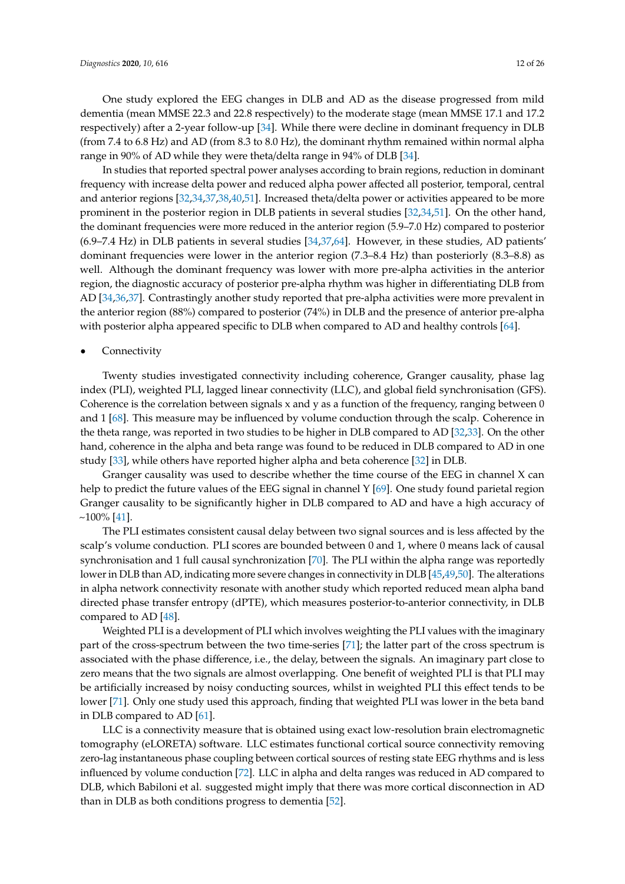One study explored the EEG changes in DLB and AD as the disease progressed from mild dementia (mean MMSE 22.3 and 22.8 respectively) to the moderate stage (mean MMSE 17.1 and 17.2 respectively) after a 2-year follow-up [34]. While there were decline in dominant frequency in DLB (from 7.4 to 6.8 Hz) and AD (from 8.3 to 8.0 Hz), the dominant rhythm remained within normal alpha range in 90% of AD while they were theta/delta range in 94% of DLB [34].

In studies that reported spectral power analyses according to brain regions, reduction in dominant frequency with increase delta power and reduced alpha power affected all posterior, temporal, central and anterior regions [32,34,37,38,40,51]. Increased theta/delta power or activities appeared to be more prominent in the posterior region in DLB patients in several studies [32,34,51]. On the other hand, the dominant frequencies were more reduced in the anterior region (5.9–7.0 Hz) compared to posterior (6.9–7.4 Hz) in DLB patients in several studies [34,37,64]. However, in these studies, AD patients' dominant frequencies were lower in the anterior region (7.3–8.4 Hz) than posteriorly (8.3–8.8) as well. Although the dominant frequency was lower with more pre-alpha activities in the anterior region, the diagnostic accuracy of posterior pre-alpha rhythm was higher in differentiating DLB from AD [34,36,37]. Contrastingly another study reported that pre-alpha activities were more prevalent in the anterior region (88%) compared to posterior (74%) in DLB and the presence of anterior pre-alpha with posterior alpha appeared specific to DLB when compared to AD and healthy controls [64].

- Connectivity

Twenty studies investigated connectivity including coherence, Granger causality, phase lag index (PLI), weighted PLI, lagged linear connectivity (LLC), and global field synchronisation (GFS). Coherence is the correlation between signals x and y as a function of the frequency, ranging between 0 and 1 [68]. This measure may be influenced by volume conduction through the scalp. Coherence in the theta range, was reported in two studies to be higher in DLB compared to AD [32,33]. On the other hand, coherence in the alpha and beta range was found to be reduced in DLB compared to AD in one study [33], while others have reported higher alpha and beta coherence [32] in DLB.

Granger causality was used to describe whether the time course of the EEG in channel X can help to predict the future values of the EEG signal in channel Y [69]. One study found parietal region Granger causality to be significantly higher in DLB compared to AD and have a high accuracy of ~100% [41].

The PLI estimates consistent causal delay between two signal sources and is less affected by the scalp's volume conduction. PLI scores are bounded between 0 and 1, where 0 means lack of causal synchronisation and 1 full causal synchronization [70]. The PLI within the alpha range was reportedly lower in DLB than AD, indicating more severe changes in connectivity in DLB [45,49,50]. The alterations in alpha network connectivity resonate with another study which reported reduced mean alpha band directed phase transfer entropy (dPTE), which measures posterior-to-anterior connectivity, in DLB compared to AD [48].

Weighted PLI is a development of PLI which involves weighting the PLI values with the imaginary part of the cross-spectrum between the two time-series [71]; the latter part of the cross spectrum is associated with the phase difference, i.e., the delay, between the signals. An imaginary part close to zero means that the two signals are almost overlapping. One benefit of weighted PLI is that PLI may be artificially increased by noisy conducting sources, whilst in weighted PLI this effect tends to be lower [71]. Only one study used this approach, finding that weighted PLI was lower in the beta band in DLB compared to AD [61].

LLC is a connectivity measure that is obtained using exact low-resolution brain electromagnetic tomography (eLORETA) software. LLC estimates functional cortical source connectivity removing zero-lag instantaneous phase coupling between cortical sources of resting state EEG rhythms and is less influenced by volume conduction [72]. LLC in alpha and delta ranges was reduced in AD compared to DLB, which Babiloni et al. suggested might imply that there was more cortical disconnection in AD than in DLB as both conditions progress to dementia [52].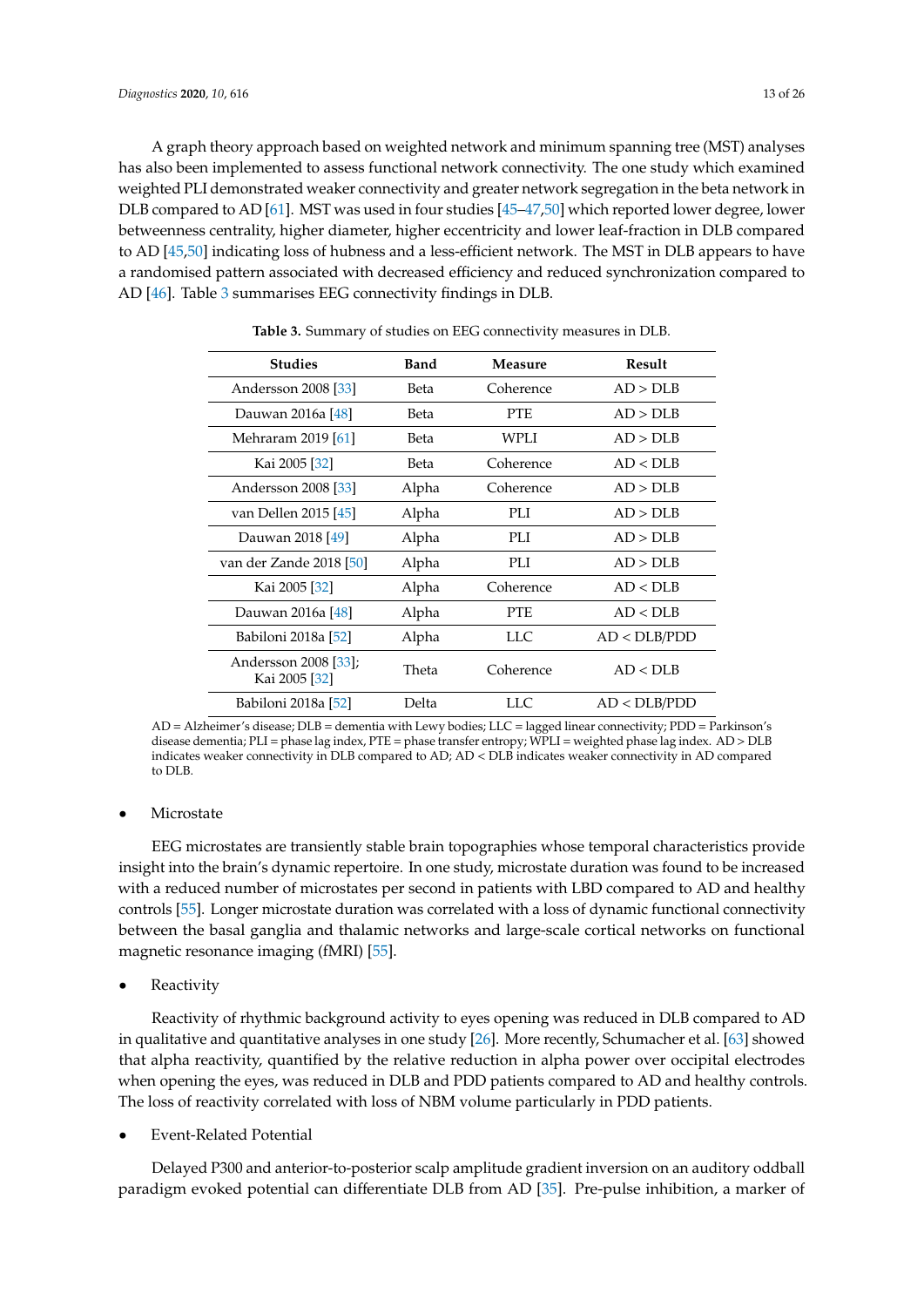A graph theory approach based on weighted network and minimum spanning tree (MST) analyses has also been implemented to assess functional network connectivity. The one study which examined weighted PLI demonstrated weaker connectivity and greater network segregation in the beta network in DLB compared to AD [61]. MST was used in four studies [45–47,50] which reported lower degree, lower betweenness centrality, higher diameter, higher eccentricity and lower leaf-fraction in DLB compared to AD [45,50] indicating loss of hubness and a less-efficient network. The MST in DLB appears to have a randomised pattern associated with decreased efficiency and reduced synchronization compared to AD [46]. Table 3 summarises EEG connectivity findings in DLB.

**Table 3.** Summary of studies on EEG connectivity measures in DLB.

| Studies | Band | Measure | Result |
|---|---|---|---|
| Andersson 2008 [33] | Beta | Coherence | AD > DLB |
| Dauwan 2016a [48] | Beta | PTE | AD > DLB |
| Mehraram 2019 [61] | Beta | WPLI | AD > DLB |
| Kai 2005 [32] | Beta | Coherence | AD < DLB |
| Andersson 2008 [33] | Alpha | Coherence | AD > DLB |
| van Dellen 2015 [45] | Alpha | PLI | AD > DLB |
| Dauwan 2018 [49] | Alpha | PLI | AD > DLB |
| van der Zande 2018 [50] | Alpha | PLI | AD > DLB |
| Kai 2005 [32] | Alpha | Coherence | AD < DLB |
| Dauwan 2016a [48] | Alpha | PTE | AD < DLB |
| Babiloni 2018a [52] | Alpha | LLC | AD < DLB/PDD |
| Andersson 2008 [33]; Kai 2005 [32] | Theta | Coherence | AD < DLB |
| Babiloni 2018a [52] | Delta | LLC | AD < DLB/PDD |

AD = Alzheimer's disease; DLB = dementia with Lewy bodies; LLC = lagged linear connectivity; PDD = Parkinson's disease dementia; PLI = phase lag index, PTE = phase transfer entropy; WPLI = weighted phase lag index. AD > DLB indicates weaker connectivity in DLB compared to AD; AD < DLB indicates weaker connectivity in AD compared to DLB.

- Microstate

EEG microstates are transiently stable brain topographies whose temporal characteristics provide insight into the brain's dynamic repertoire. In one study, microstate duration was found to be increased with a reduced number of microstates per second in patients with LBD compared to AD and healthy controls [55]. Longer microstate duration was correlated with a loss of dynamic functional connectivity between the basal ganglia and thalamic networks and large-scale cortical networks on functional magnetic resonance imaging (fMRI) [55].

- Reactivity

Reactivity of rhythmic background activity to eyes opening was reduced in DLB compared to AD in qualitative and quantitative analyses in one study [26]. More recently, Schumacher et al. [63] showed that alpha reactivity, quantified by the relative reduction in alpha power over occipital electrodes when opening the eyes, was reduced in DLB and PDD patients compared to AD and healthy controls. The loss of reactivity correlated with loss of NBM volume particularly in PDD patients.

- Event-Related Potential

Delayed P300 and anterior-to-posterior scalp amplitude gradient inversion on an auditory oddball paradigm evoked potential can differentiate DLB from AD [35]. Pre-pulse inhibition, a marker of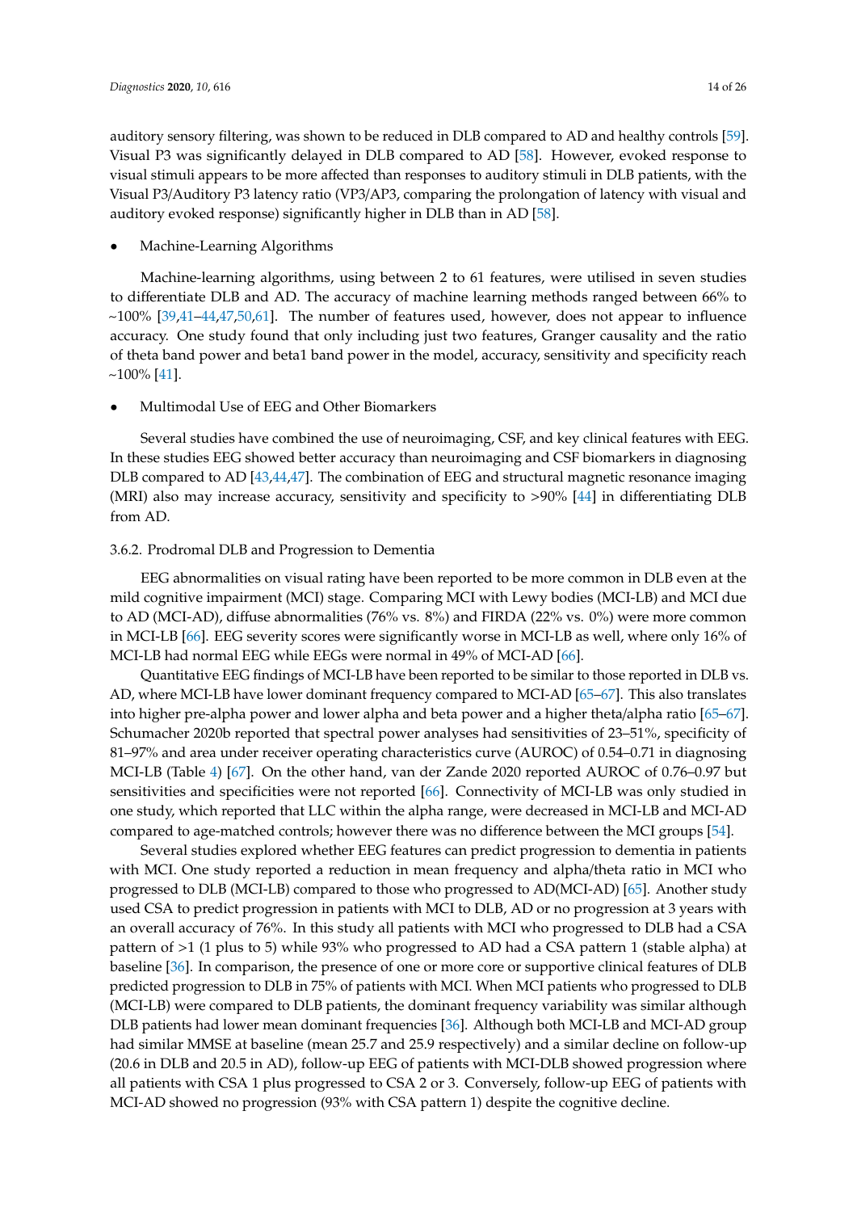auditory sensory filtering, was shown to be reduced in DLB compared to AD and healthy controls [59]. Visual P3 was significantly delayed in DLB compared to AD [58]. However, evoked response to visual stimuli appears to be more affected than responses to auditory stimuli in DLB patients, with the Visual P3/Auditory P3 latency ratio (VP3/AP3, comparing the prolongation of latency with visual and auditory evoked response) significantly higher in DLB than in AD [58].

- Machine-Learning Algorithms

Machine-learning algorithms, using between 2 to 61 features, were utilised in seven studies to differentiate DLB and AD. The accuracy of machine learning methods ranged between 66% to ~100% [39,41–44,47,50,61]. The number of features used, however, does not appear to influence accuracy. One study found that only including just two features, Granger causality and the ratio of theta band power and beta1 band power in the model, accuracy, sensitivity and specificity reach ~100% [41].

- Multimodal Use of EEG and Other Biomarkers

Several studies have combined the use of neuroimaging, CSF, and key clinical features with EEG. In these studies EEG showed better accuracy than neuroimaging and CSF biomarkers in diagnosing DLB compared to AD [43,44,47]. The combination of EEG and structural magnetic resonance imaging (MRI) also may increase accuracy, sensitivity and specificity to >90% [44] in differentiating DLB from AD.

### 3.6.2. Prodromal DLB and Progression to Dementia

EEG abnormalities on visual rating have been reported to be more common in DLB even at the mild cognitive impairment (MCI) stage. Comparing MCI with Lewy bodies (MCI-LB) and MCI due to AD (MCI-AD), diffuse abnormalities (76% vs. 8%) and FIRDA (22% vs. 0%) were more common in MCI-LB [66]. EEG severity scores were significantly worse in MCI-LB as well, where only 16% of MCI-LB had normal EEG while EEGs were normal in 49% of MCI-AD [66].

Quantitative EEG findings of MCI-LB have been reported to be similar to those reported in DLB vs. AD, where MCI-LB have lower dominant frequency compared to MCI-AD [65–67]. This also translates into higher pre-alpha power and lower alpha and beta power and a higher theta/alpha ratio [65–67]. Schumacher 2020b reported that spectral power analyses had sensitivities of 23–51%, specificity of 81–97% and area under receiver operating characteristics curve (AUROC) of 0.54–0.71 in diagnosing MCI-LB (Table 4) [67]. On the other hand, van der Zande 2020 reported AUROC of 0.76–0.97 but sensitivities and specificities were not reported [66]. Connectivity of MCI-LB was only studied in one study, which reported that LLC within the alpha range, were decreased in MCI-LB and MCI-AD compared to age-matched controls; however there was no difference between the MCI groups [54].

Several studies explored whether EEG features can predict progression to dementia in patients with MCI. One study reported a reduction in mean frequency and alpha/theta ratio in MCI who progressed to DLB (MCI-LB) compared to those who progressed to AD(MCI-AD) [65]. Another study used CSA to predict progression in patients with MCI to DLB, AD or no progression at 3 years with an overall accuracy of 76%. In this study all patients with MCI who progressed to DLB had a CSA pattern of >1 (1 plus to 5) while 93% who progressed to AD had a CSA pattern 1 (stable alpha) at baseline [36]. In comparison, the presence of one or more core or supportive clinical features of DLB predicted progression to DLB in 75% of patients with MCI. When MCI patients who progressed to DLB (MCI-LB) were compared to DLB patients, the dominant frequency variability was similar although DLB patients had lower mean dominant frequencies [36]. Although both MCI-LB and MCI-AD group had similar MMSE at baseline (mean 25.7 and 25.9 respectively) and a similar decline on follow-up (20.6 in DLB and 20.5 in AD), follow-up EEG of patients with MCI-DLB showed progression where all patients with CSA 1 plus progressed to CSA 2 or 3. Conversely, follow-up EEG of patients with MCI-AD showed no progression (93% with CSA pattern 1) despite the cognitive decline.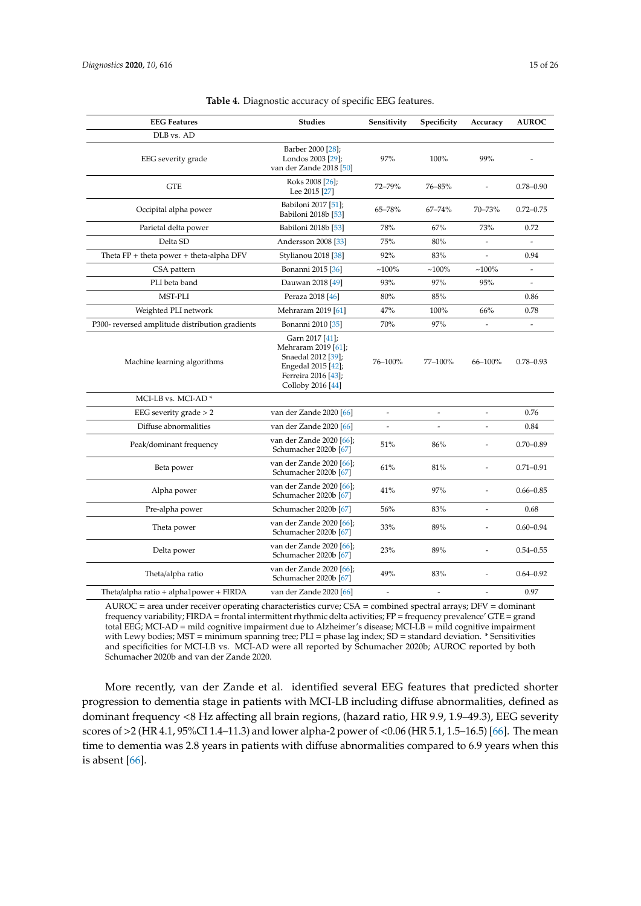**Table 4.** Diagnostic accuracy of specific EEG features.

| EEG Features | Studies | Sensitivity | Specificity | Accuracy | AUROC |
|---|---|---|---|---|---|
| DLB vs. AD | | | | | |
| EEG severity grade | Barber 2000 [28]; Londos 2003 [29]; van der Zande 2018 [50] | 97% | 100% | 99% | - |
| GTE | Roks 2008 [26]; Lee 2015 [27] | 72–79% | 76–85% | - | 0.78–0.90 |
| Occipital alpha power | Babiloni 2017 [51]; Babiloni 2018b [53] | 65–78% | 67–74% | 70–73% | 0.72–0.75 |
| Parietal delta power | Babiloni 2018b [53] | 78% | 67% | 73% | 0.72 |
| Delta SD | Andersson 2008 [33] | 75% | 80% | - | - |
| Theta FP + theta power + theta-alpha DFV | Stylianou 2018 [38] | 92% | 83% | - | 0.94 |
| CSA pattern | Bonanni 2015 [36] | ~100% | ~100% | ~100% | - |
| PLI beta band | Dauwan 2018 [49] | 93% | 97% | 95% | - |
| MST-PLI | Peraza 2018 [46] | 80% | 85% | | 0.86 |
| Weighted PLI network | Mehraram 2019 [61] | 47% | 100% | 66% | 0.78 |
| P300- reversed amplitude distribution gradients | Bonanni 2010 [35] | 70% | 97% | - | - |
| Machine learning algorithms | Garn 2017 [41]; Mehraram 2019 [61]; Snaedal 2012 [39]; Engedal 2015 [42]; Ferreira 2016 [43]; Colloby 2016 [44] | 76–100% | 77–100% | 66–100% | 0.78–0.93 |
| MCI-LB vs. MCI-AD * | | | | | |
| EEG severity grade > 2 | van der Zande 2020 [66] | - | - | - | 0.76 |
| Diffuse abnormalities | van der Zande 2020 [66] | - | - | - | 0.84 |
| Peak/dominant frequency | van der Zande 2020 [66]; Schumacher 2020b [67] | 51% | 86% | - | 0.70–0.89 |
| Beta power | van der Zande 2020 [66]; Schumacher 2020b [67] | 61% | 81% | - | 0.71–0.91 |
| Alpha power | van der Zande 2020 [66]; Schumacher 2020b [67] | 41% | 97% | - | 0.66–0.85 |
| Pre-alpha power | Schumacher 2020b [67] | 56% | 83% | - | 0.68 |
| Theta power | van der Zande 2020 [66]; Schumacher 2020b [67] | 33% | 89% | - | 0.60–0.94 |
| Delta power | van der Zande 2020 [66]; Schumacher 2020b [67] | 23% | 89% | - | 0.54–0.55 |
| Theta/alpha ratio | van der Zande 2020 [66]; Schumacher 2020b [67] | 49% | 83% | - | 0.64–0.92 |
| Theta/alpha ratio + alpha1power + FIRDA | van der Zande 2020 [66] | - | - | - | 0.97 |

AUROC = area under receiver operating characteristics curve; CSA = combined spectral arrays; DFV = dominant frequency variability; FIRDA = frontal intermittent rhythmic delta activities; FP = frequency prevalence' GTE = grand total EEG; MCI-AD = mild cognitive impairment due to Alzheimer's disease; MCI-LB = mild cognitive impairment with Lewy bodies; MST = minimum spanning tree; PLI = phase lag index; SD = standard deviation. * Sensitivities and specificities for MCI-LB vs. MCI-AD were all reported by Schumacher 2020b; AUROC reported by both Schumacher 2020b and van der Zande 2020.

More recently, van der Zande et al. identified several EEG features that predicted shorter progression to dementia stage in patients with MCI-LB including diffuse abnormalities, defined as dominant frequency <8 Hz affecting all brain regions, (hazard ratio, HR 9.9, 1.9–49.3), EEG severity scores of >2 (HR 4.1, 95%CI 1.4–11.3) and lower alpha-2 power of <0.06 (HR 5.1, 1.5–16.5) [66]. The mean time to dementia was 2.8 years in patients with diffuse abnormalities compared to 6.9 years when this is absent [66].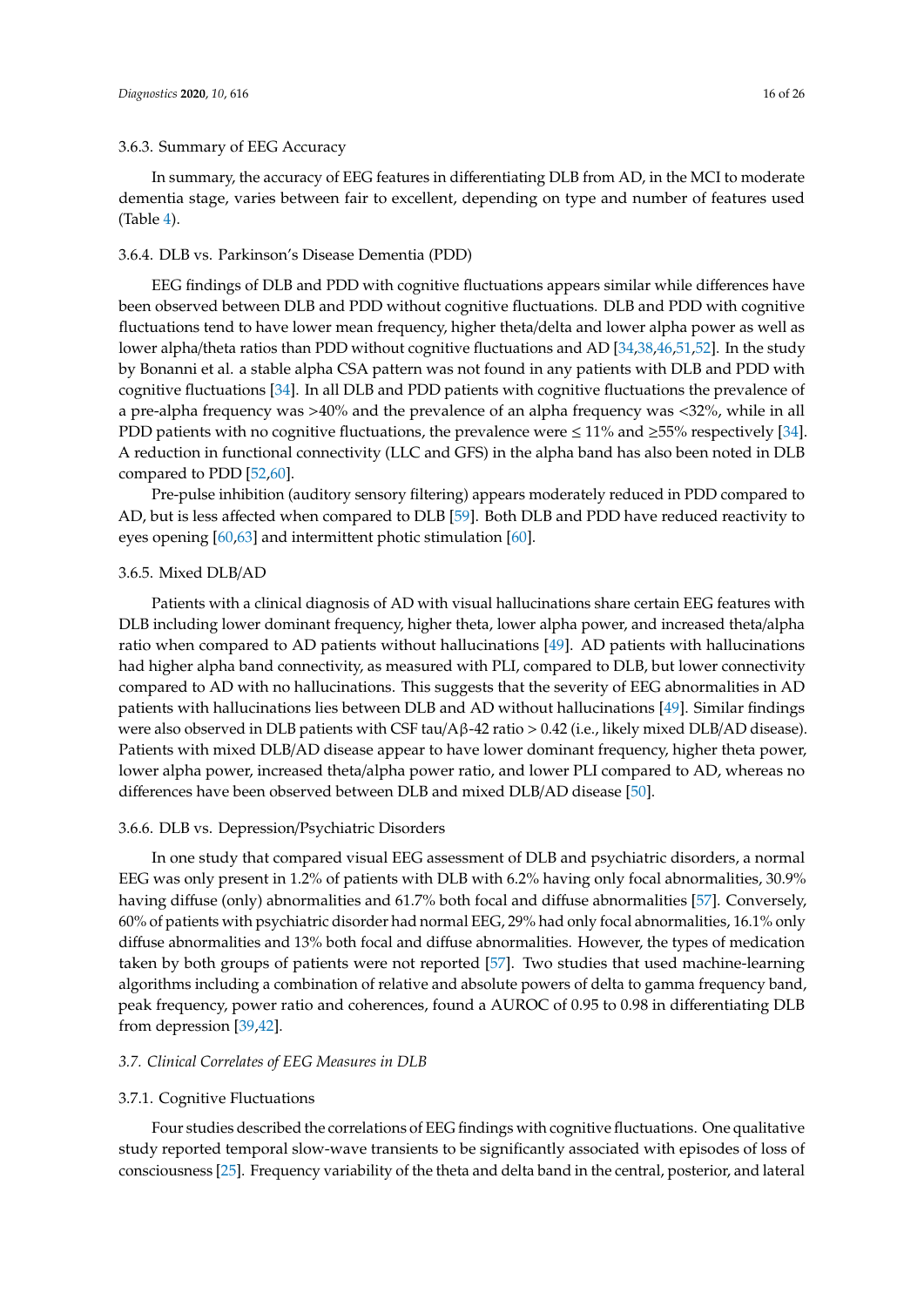#### 3.6.3. Summary of EEG Accuracy

In summary, the accuracy of EEG features in differentiating DLB from AD, in the MCI to moderate dementia stage, varies between fair to excellent, depending on type and number of features used (Table 4).

#### 3.6.4. DLB vs. Parkinson's Disease Dementia (PDD)

EEG findings of DLB and PDD with cognitive fluctuations appears similar while differences have been observed between DLB and PDD without cognitive fluctuations. DLB and PDD with cognitive fluctuations tend to have lower mean frequency, higher theta/delta and lower alpha power as well as lower alpha/theta ratios than PDD without cognitive fluctuations and AD [34,38,46,51,52]. In the study by Bonanni et al. a stable alpha CSA pattern was not found in any patients with DLB and PDD with cognitive fluctuations [34]. In all DLB and PDD patients with cognitive fluctuations the prevalence of a pre-alpha frequency was >40% and the prevalence of an alpha frequency was <32%, while in all PDD patients with no cognitive fluctuations, the prevalence were ≤ 11% and ≥55% respectively [34]. A reduction in functional connectivity (LLC and GFS) in the alpha band has also been noted in DLB compared to PDD [52,60].

Pre-pulse inhibition (auditory sensory filtering) appears moderately reduced in PDD compared to AD, but is less affected when compared to DLB [59]. Both DLB and PDD have reduced reactivity to eyes opening [60,63] and intermittent photic stimulation [60].

#### 3.6.5. Mixed DLB/AD

Patients with a clinical diagnosis of AD with visual hallucinations share certain EEG features with DLB including lower dominant frequency, higher theta, lower alpha power, and increased theta/alpha ratio when compared to AD patients without hallucinations [49]. AD patients with hallucinations had higher alpha band connectivity, as measured with PLI, compared to DLB, but lower connectivity compared to AD with no hallucinations. This suggests that the severity of EEG abnormalities in AD patients with hallucinations lies between DLB and AD without hallucinations [49]. Similar findings were also observed in DLB patients with CSF tau/Aβ-42 ratio > 0.42 (i.e., likely mixed DLB/AD disease). Patients with mixed DLB/AD disease appear to have lower dominant frequency, higher theta power, lower alpha power, increased theta/alpha power ratio, and lower PLI compared to AD, whereas no differences have been observed between DLB and mixed DLB/AD disease [50].

#### 3.6.6. DLB vs. Depression/Psychiatric Disorders

In one study that compared visual EEG assessment of DLB and psychiatric disorders, a normal EEG was only present in 1.2% of patients with DLB with 6.2% having only focal abnormalities, 30.9% having diffuse (only) abnormalities and 61.7% both focal and diffuse abnormalities [57]. Conversely, 60% of patients with psychiatric disorder had normal EEG, 29% had only focal abnormalities, 16.1% only diffuse abnormalities and 13% both focal and diffuse abnormalities. However, the types of medication taken by both groups of patients were not reported [57]. Two studies that used machine-learning algorithms including a combination of relative and absolute powers of delta to gamma frequency band, peak frequency, power ratio and coherences, found a AUROC of 0.95 to 0.98 in differentiating DLB from depression [39,42].

### *3.7. Clinical Correlates of EEG Measures in DLB*

#### 3.7.1. Cognitive Fluctuations

Four studies described the correlations of EEG findings with cognitive fluctuations. One qualitative study reported temporal slow-wave transients to be significantly associated with episodes of loss of consciousness [25]. Frequency variability of the theta and delta band in the central, posterior, and lateral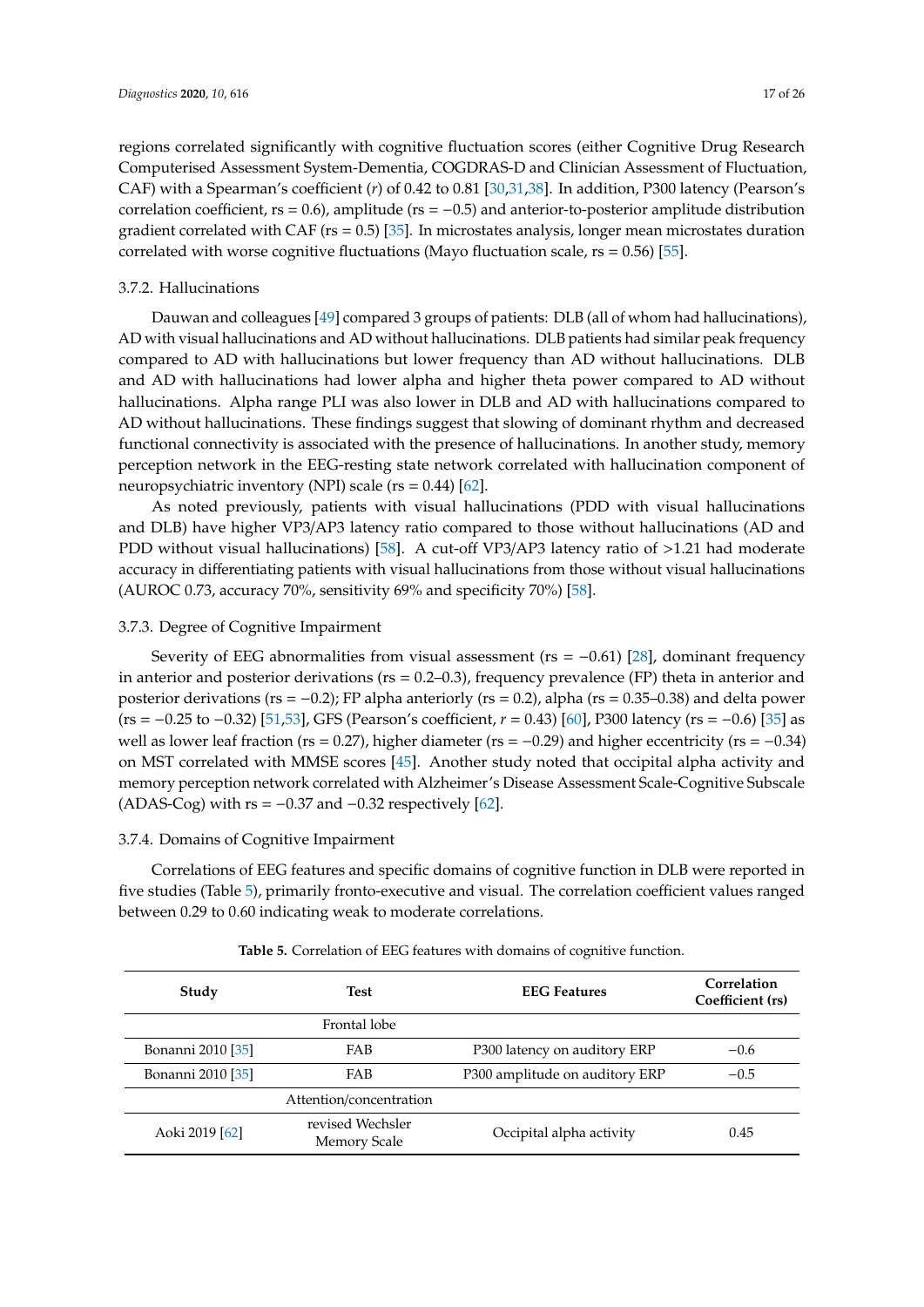regions correlated significantly with cognitive fluctuation scores (either Cognitive Drug Research Computerised Assessment System-Dementia, COGDRAS-D and Clinician Assessment of Fluctuation, CAF) with a Spearman's coefficient ($r$) of 0.42 to 0.81 [30,31,38]. In addition, P300 latency (Pearson's correlation coefficient, rs = 0.6), amplitude (rs = −0.5) and anterior-to-posterior amplitude distribution gradient correlated with CAF (rs = 0.5) [35]. In microstates analysis, longer mean microstates duration correlated with worse cognitive fluctuations (Mayo fluctuation scale, rs = 0.56) [55].

#### 3.7.2. Hallucinations

Dauwan and colleagues [49] compared 3 groups of patients: DLB (all of whom had hallucinations), AD with visual hallucinations and AD without hallucinations. DLB patients had similar peak frequency compared to AD with hallucinations but lower frequency than AD without hallucinations. DLB and AD with hallucinations had lower alpha and higher theta power compared to AD without hallucinations. Alpha range PLI was also lower in DLB and AD with hallucinations compared to AD without hallucinations. These findings suggest that slowing of dominant rhythm and decreased functional connectivity is associated with the presence of hallucinations. In another study, memory perception network in the EEG-resting state network correlated with hallucination component of neuropsychiatric inventory (NPI) scale (rs = 0.44) [62].

As noted previously, patients with visual hallucinations (PDD with visual hallucinations and DLB) have higher VP3/AP3 latency ratio compared to those without hallucinations (AD and PDD without visual hallucinations) [58]. A cut-off VP3/AP3 latency ratio of >1.21 had moderate accuracy in differentiating patients with visual hallucinations from those without visual hallucinations (AUROC 0.73, accuracy 70%, sensitivity 69% and specificity 70%) [58].

#### 3.7.3. Degree of Cognitive Impairment

Severity of EEG abnormalities from visual assessment (rs = −0.61) [28], dominant frequency in anterior and posterior derivations (rs = 0.2–0.3), frequency prevalence (FP) theta in anterior and posterior derivations (rs = −0.2); FP alpha anteriorly (rs = 0.2), alpha (rs = 0.35–0.38) and delta power (rs = −0.25 to −0.32) [51,53], GFS (Pearson's coefficient, $r$ = 0.43) [60], P300 latency (rs = −0.6) [35] as well as lower leaf fraction (rs = 0.27), higher diameter (rs = −0.29) and higher eccentricity (rs = −0.34) on MST correlated with MMSE scores [45]. Another study noted that occipital alpha activity and memory perception network correlated with Alzheimer's Disease Assessment Scale-Cognitive Subscale (ADAS-Cog) with rs = −0.37 and −0.32 respectively [62].

#### 3.7.4. Domains of Cognitive Impairment

Correlations of EEG features and specific domains of cognitive function in DLB were reported in five studies (Table 5), primarily fronto-executive and visual. The correlation coefficient values ranged between 0.29 to 0.60 indicating weak to moderate correlations.

**Table 5.** Correlation of EEG features with domains of cognitive function.

| Study | Test | EEG Features | Correlation Coefficient (rs) |
|---|---|---|---|
| | Frontal lobe | | |
| Bonanni 2010 [35] | FAB | P300 latency on auditory ERP | −0.6 |
| Bonanni 2010 [35] | FAB | P300 amplitude on auditory ERP | −0.5 |
| | Attention/concentration | | |
| Aoki 2019 [62] | revised Wechsler Memory Scale | Occipital alpha activity | 0.45 |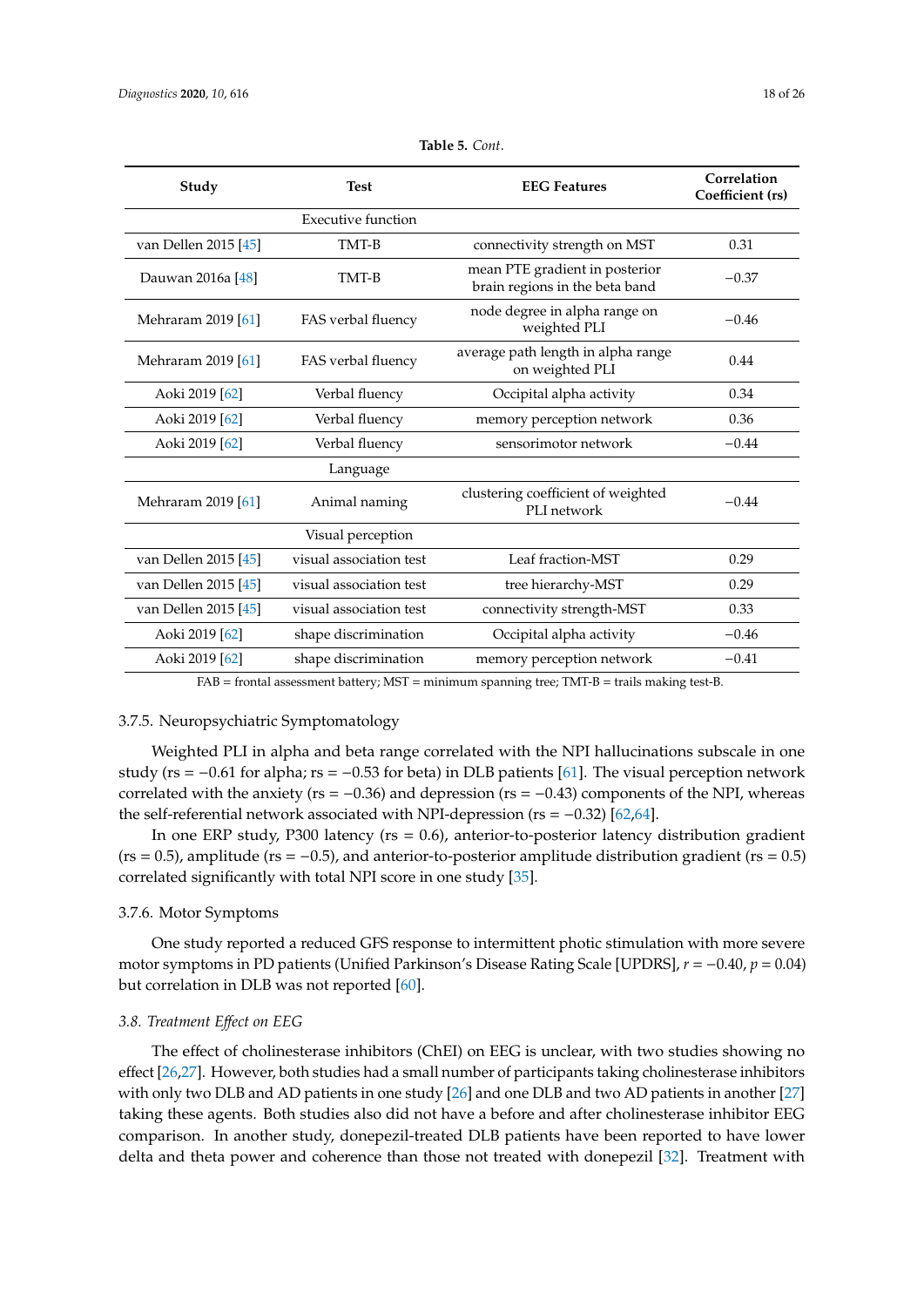**Table 5.** *Cont.*

| Study | Test | EEG Features | Correlation Coefficient (rs) |
|---|---|---|---|
| | Executive function | | |
| van Dellen 2015 [45] | TMT-B | connectivity strength on MST | 0.31 |
| Dauwan 2016a [48] | TMT-B | mean PTE gradient in posterior brain regions in the beta band | −0.37 |
| Mehraram 2019 [61] | FAS verbal fluency | node degree in alpha range on weighted PLI | −0.46 |
| Mehraram 2019 [61] | FAS verbal fluency | average path length in alpha range on weighted PLI | 0.44 |
| Aoki 2019 [62] | Verbal fluency | Occipital alpha activity | 0.34 |
| Aoki 2019 [62] | Verbal fluency | memory perception network | 0.36 |
| Aoki 2019 [62] | Verbal fluency | sensorimotor network | −0.44 |
| | Language | | |
| Mehraram 2019 [61] | Animal naming | clustering coefficient of weighted PLI network | −0.44 |
| | Visual perception | | |
| van Dellen 2015 [45] | visual association test | Leaf fraction-MST | 0.29 |
| van Dellen 2015 [45] | visual association test | tree hierarchy-MST | 0.29 |
| van Dellen 2015 [45] | visual association test | connectivity strength-MST | 0.33 |
| Aoki 2019 [62] | shape discrimination | Occipital alpha activity | −0.46 |
| Aoki 2019 [62] | shape discrimination | memory perception network | −0.41 |

FAB = frontal assessment battery; MST = minimum spanning tree; TMT-B = trails making test-B.

#### 3.7.5. Neuropsychiatric Symptomatology

Weighted PLI in alpha and beta range correlated with the NPI hallucinations subscale in one study (rs = −0.61 for alpha; rs = −0.53 for beta) in DLB patients [61]. The visual perception network correlated with the anxiety (rs = −0.36) and depression (rs = −0.43) components of the NPI, whereas the self-referential network associated with NPI-depression (rs = −0.32) [62,64].

In one ERP study, P300 latency (rs = 0.6), anterior-to-posterior latency distribution gradient (rs = 0.5), amplitude (rs = −0.5), and anterior-to-posterior amplitude distribution gradient (rs = 0.5) correlated significantly with total NPI score in one study [35].

#### 3.7.6. Motor Symptoms

One study reported a reduced GFS response to intermittent photic stimulation with more severe motor symptoms in PD patients (Unified Parkinson's Disease Rating Scale [UPDRS], $r = -0.40$, $p = 0.04$) but correlation in DLB was not reported [60].

### *3.8. Treatment Effect on EEG*

The effect of cholinesterase inhibitors (ChEI) on EEG is unclear, with two studies showing no effect [26,27]. However, both studies had a small number of participants taking cholinesterase inhibitors with only two DLB and AD patients in one study [26] and one DLB and two AD patients in another [27] taking these agents. Both studies also did not have a before and after cholinesterase inhibitor EEG comparison. In another study, donepezil-treated DLB patients have been reported to have lower delta and theta power and coherence than those not treated with donepezil [32]. Treatment with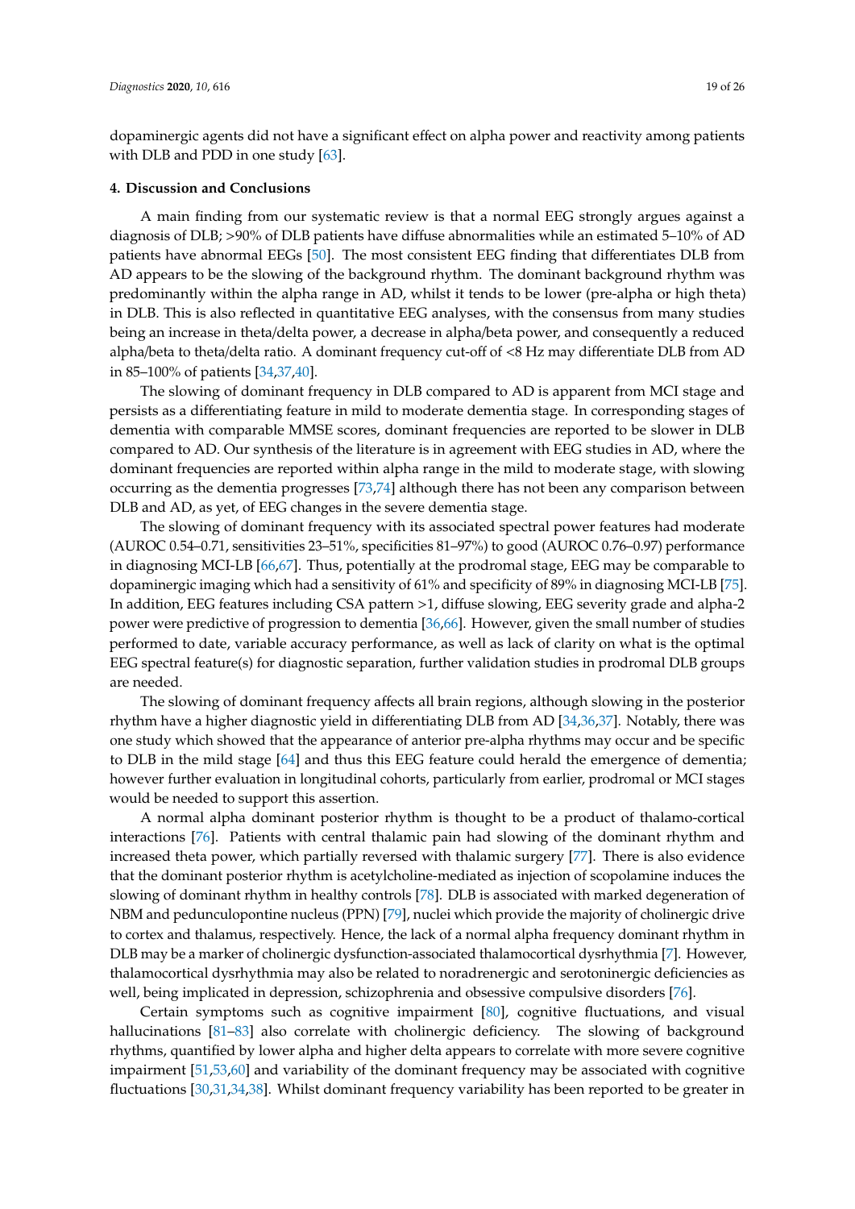dopaminergic agents did not have a significant effect on alpha power and reactivity among patients with DLB and PDD in one study [63].

## 4. Discussion and Conclusions

A main finding from our systematic review is that a normal EEG strongly argues against a diagnosis of DLB; >90% of DLB patients have diffuse abnormalities while an estimated 5–10% of AD patients have abnormal EEGs [50]. The most consistent EEG finding that differentiates DLB from AD appears to be the slowing of the background rhythm. The dominant background rhythm was predominantly within the alpha range in AD, whilst it tends to be lower (pre-alpha or high theta) in DLB. This is also reflected in quantitative EEG analyses, with the consensus from many studies being an increase in theta/delta power, a decrease in alpha/beta power, and consequently a reduced alpha/beta to theta/delta ratio. A dominant frequency cut-off of <8 Hz may differentiate DLB from AD in 85–100% of patients [34,37,40].

The slowing of dominant frequency in DLB compared to AD is apparent from MCI stage and persists as a differentiating feature in mild to moderate dementia stage. In corresponding stages of dementia with comparable MMSE scores, dominant frequencies are reported to be slower in DLB compared to AD. Our synthesis of the literature is in agreement with EEG studies in AD, where the dominant frequencies are reported within alpha range in the mild to moderate stage, with slowing occurring as the dementia progresses [73,74] although there has not been any comparison between DLB and AD, as yet, of EEG changes in the severe dementia stage.

The slowing of dominant frequency with its associated spectral power features had moderate (AUROC 0.54–0.71, sensitivities 23–51%, specificities 81–97%) to good (AUROC 0.76–0.97) performance in diagnosing MCI-LB [66,67]. Thus, potentially at the prodromal stage, EEG may be comparable to dopaminergic imaging which had a sensitivity of 61% and specificity of 89% in diagnosing MCI-LB [75]. In addition, EEG features including CSA pattern >1, diffuse slowing, EEG severity grade and alpha-2 power were predictive of progression to dementia [36,66]. However, given the small number of studies performed to date, variable accuracy performance, as well as lack of clarity on what is the optimal EEG spectral feature(s) for diagnostic separation, further validation studies in prodromal DLB groups are needed.

The slowing of dominant frequency affects all brain regions, although slowing in the posterior rhythm have a higher diagnostic yield in differentiating DLB from AD [34,36,37]. Notably, there was one study which showed that the appearance of anterior pre-alpha rhythms may occur and be specific to DLB in the mild stage [64] and thus this EEG feature could herald the emergence of dementia; however further evaluation in longitudinal cohorts, particularly from earlier, prodromal or MCI stages would be needed to support this assertion.

A normal alpha dominant posterior rhythm is thought to be a product of thalamo-cortical interactions [76]. Patients with central thalamic pain had slowing of the dominant rhythm and increased theta power, which partially reversed with thalamic surgery [77]. There is also evidence that the dominant posterior rhythm is acetylcholine-mediated as injection of scopolamine induces the slowing of dominant rhythm in healthy controls [78]. DLB is associated with marked degeneration of NBM and pedunculopontine nucleus (PPN) [79], nuclei which provide the majority of cholinergic drive to cortex and thalamus, respectively. Hence, the lack of a normal alpha frequency dominant rhythm in DLB may be a marker of cholinergic dysfunction-associated thalamocortical dysrhythmia [7]. However, thalamocortical dysrhythmia may also be related to noradrenergic and serotoninergic deficiencies as well, being implicated in depression, schizophrenia and obsessive compulsive disorders [76].

Certain symptoms such as cognitive impairment [80], cognitive fluctuations, and visual hallucinations [81–83] also correlate with cholinergic deficiency. The slowing of background rhythms, quantified by lower alpha and higher delta appears to correlate with more severe cognitive impairment [51,53,60] and variability of the dominant frequency may be associated with cognitive fluctuations [30,31,34,38]. Whilst dominant frequency variability has been reported to be greater in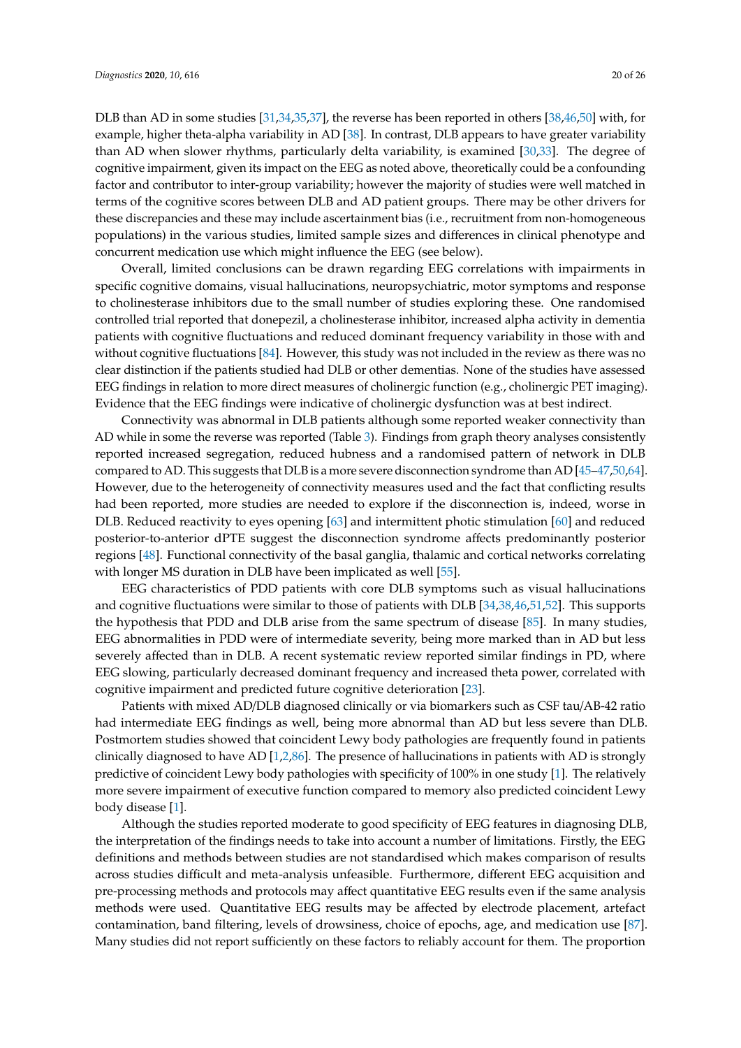DLB than AD in some studies [31,34,35,37], the reverse has been reported in others [38,46,50] with, for example, higher theta-alpha variability in AD [38]. In contrast, DLB appears to have greater variability than AD when slower rhythms, particularly delta variability, is examined [30,33]. The degree of cognitive impairment, given its impact on the EEG as noted above, theoretically could be a confounding factor and contributor to inter-group variability; however the majority of studies were well matched in terms of the cognitive scores between DLB and AD patient groups. There may be other drivers for these discrepancies and these may include ascertainment bias (i.e., recruitment from non-homogeneous populations) in the various studies, limited sample sizes and differences in clinical phenotype and concurrent medication use which might influence the EEG (see below).

Overall, limited conclusions can be drawn regarding EEG correlations with impairments in specific cognitive domains, visual hallucinations, neuropsychiatric, motor symptoms and response to cholinesterase inhibitors due to the small number of studies exploring these. One randomised controlled trial reported that donepezil, a cholinesterase inhibitor, increased alpha activity in dementia patients with cognitive fluctuations and reduced dominant frequency variability in those with and without cognitive fluctuations [84]. However, this study was not included in the review as there was no clear distinction if the patients studied had DLB or other dementias. None of the studies have assessed EEG findings in relation to more direct measures of cholinergic function (e.g., cholinergic PET imaging). Evidence that the EEG findings were indicative of cholinergic dysfunction was at best indirect.

Connectivity was abnormal in DLB patients although some reported weaker connectivity than AD while in some the reverse was reported (Table 3). Findings from graph theory analyses consistently reported increased segregation, reduced hubness and a randomised pattern of network in DLB compared to AD. This suggests that DLB is a more severe disconnection syndrome than AD [45–47,50,64]. However, due to the heterogeneity of connectivity measures used and the fact that conflicting results had been reported, more studies are needed to explore if the disconnection is, indeed, worse in DLB. Reduced reactivity to eyes opening [63] and intermittent photic stimulation [60] and reduced posterior-to-anterior dPTE suggest the disconnection syndrome affects predominantly posterior regions [48]. Functional connectivity of the basal ganglia, thalamic and cortical networks correlating with longer MS duration in DLB have been implicated as well [55].

EEG characteristics of PDD patients with core DLB symptoms such as visual hallucinations and cognitive fluctuations were similar to those of patients with DLB [34,38,46,51,52]. This supports the hypothesis that PDD and DLB arise from the same spectrum of disease [85]. In many studies, EEG abnormalities in PDD were of intermediate severity, being more marked than in AD but less severely affected than in DLB. A recent systematic review reported similar findings in PD, where EEG slowing, particularly decreased dominant frequency and increased theta power, correlated with cognitive impairment and predicted future cognitive deterioration [23].

Patients with mixed AD/DLB diagnosed clinically or via biomarkers such as CSF tau/AB-42 ratio had intermediate EEG findings as well, being more abnormal than AD but less severe than DLB. Postmortem studies showed that coincident Lewy body pathologies are frequently found in patients clinically diagnosed to have AD [1,2,86]. The presence of hallucinations in patients with AD is strongly predictive of coincident Lewy body pathologies with specificity of 100% in one study [1]. The relatively more severe impairment of executive function compared to memory also predicted coincident Lewy body disease [1].

Although the studies reported moderate to good specificity of EEG features in diagnosing DLB, the interpretation of the findings needs to take into account a number of limitations. Firstly, the EEG definitions and methods between studies are not standardised which makes comparison of results across studies difficult and meta-analysis unfeasible. Furthermore, different EEG acquisition and pre-processing methods and protocols may affect quantitative EEG results even if the same analysis methods were used. Quantitative EEG results may be affected by electrode placement, artefact contamination, band filtering, levels of drowsiness, choice of epochs, age, and medication use [87]. Many studies did not report sufficiently on these factors to reliably account for them. The proportion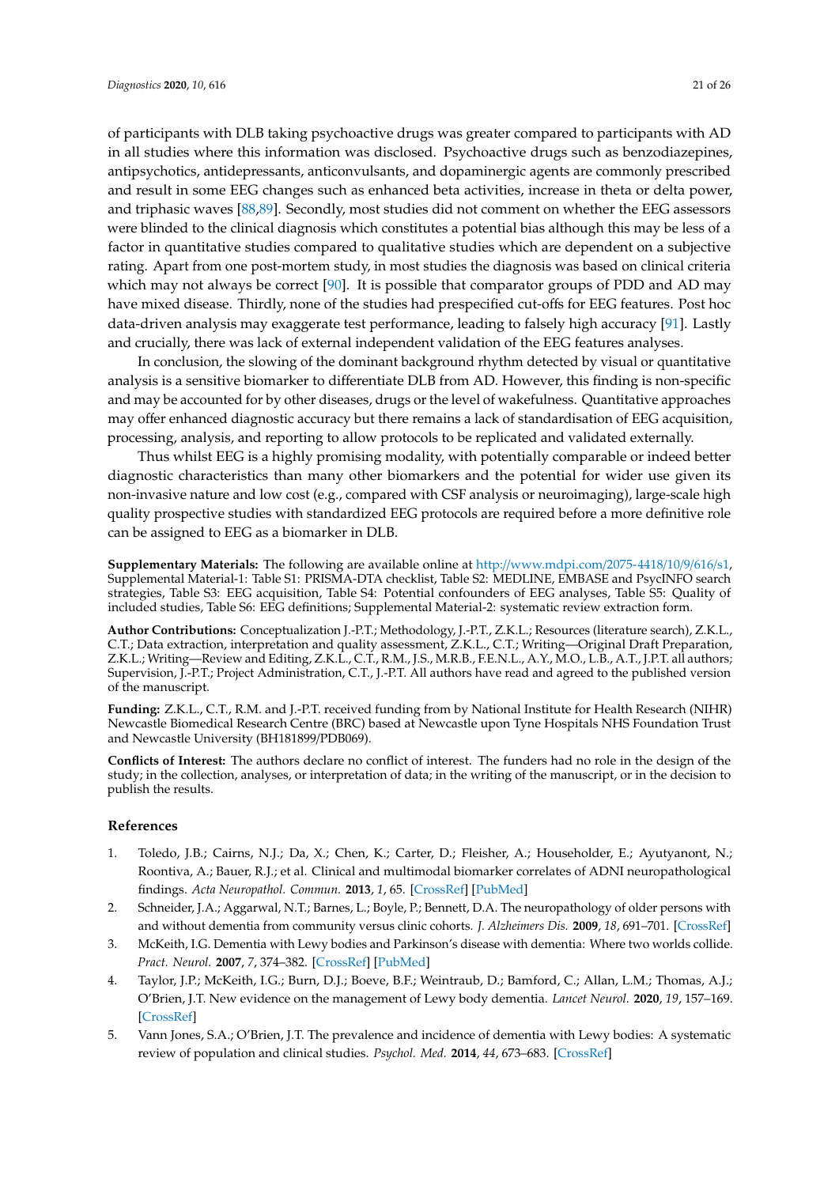of participants with DLB taking psychoactive drugs was greater compared to participants with AD in all studies where this information was disclosed. Psychoactive drugs such as benzodiazepines, antipsychotics, antidepressants, anticonvulsants, and dopaminergic agents are commonly prescribed and result in some EEG changes such as enhanced beta activities, increase in theta or delta power, and triphasic waves [88,89]. Secondly, most studies did not comment on whether the EEG assessors were blinded to the clinical diagnosis which constitutes a potential bias although this may be less of a factor in quantitative studies compared to qualitative studies which are dependent on a subjective rating. Apart from one post-mortem study, in most studies the diagnosis was based on clinical criteria which may not always be correct [90]. It is possible that comparator groups of PDD and AD may have mixed disease. Thirdly, none of the studies had prespecified cut-offs for EEG features. Post hoc data-driven analysis may exaggerate test performance, leading to falsely high accuracy [91]. Lastly and crucially, there was lack of external independent validation of the EEG features analyses.

In conclusion, the slowing of the dominant background rhythm detected by visual or quantitative analysis is a sensitive biomarker to differentiate DLB from AD. However, this finding is non-specific and may be accounted for by other diseases, drugs or the level of wakefulness. Quantitative approaches may offer enhanced diagnostic accuracy but there remains a lack of standardisation of EEG acquisition, processing, analysis, and reporting to allow protocols to be replicated and validated externally.

Thus whilst EEG is a highly promising modality, with potentially comparable or indeed better diagnostic characteristics than many other biomarkers and the potential for wider use given its non-invasive nature and low cost (e.g., compared with CSF analysis or neuroimaging), large-scale high quality prospective studies with standardized EEG protocols are required before a more definitive role can be assigned to EEG as a biomarker in DLB.

**Supplementary Materials:** The following are available online at http://www.mdpi.com/2075-4418/10/9/616/s1, Supplemental Material-1: Table S1: PRISMA-DTA checklist, Table S2: MEDLINE, EMBASE and PsycINFO search strategies, Table S3: EEG acquisition, Table S4: Potential confounders of EEG analyses, Table S5: Quality of included studies, Table S6: EEG definitions; Supplemental Material-2: systematic review extraction form.

**Author Contributions:** Conceptualization J.-P.T.; Methodology, J.-P.T., Z.K.L.; Resources (literature search), Z.K.L., C.T.; Data extraction, interpretation and quality assessment, Z.K.L., C.T.; Writing—Original Draft Preparation, Z.K.L.; Writing—Review and Editing, Z.K.L., C.T., R.M., J.S., M.R.B., F.E.N.L., A.Y., M.O., L.B., A.T., J.P.T. all authors; Supervision, J.-P.T.; Project Administration, C.T., J.-P.T. All authors have read and agreed to the published version of the manuscript.

**Funding:** Z.K.L., C.T., R.M. and J.-P.T. received funding from by National Institute for Health Research (NIHR) Newcastle Biomedical Research Centre (BRC) based at Newcastle upon Tyne Hospitals NHS Foundation Trust and Newcastle University (BH181899/PDB069).

**Conflicts of Interest:** The authors declare no conflict of interest. The funders had no role in the design of the study; in the collection, analyses, or interpretation of data; in the writing of the manuscript, or in the decision to publish the results.

## References

1. Toledo, J.B.; Cairns, N.J.; Da, X.; Chen, K.; Carter, D.; Fleisher, A.; Householder, E.; Ayutyanont, N.; Roontiva, A.; Bauer, R.J.; et al. Clinical and multimodal biomarker correlates of ADNI neuropathological findings. *Acta Neuropathol. Commun.* **2013**, *1*, 65. [CrossRef] [PubMed]
2. Schneider, J.A.; Aggarwal, N.T.; Barnes, L.; Boyle, P.; Bennett, D.A. The neuropathology of older persons with and without dementia from community versus clinic cohorts. *J. Alzheimers Dis.* **2009**, *18*, 691–701. [CrossRef]
3. McKeith, I.G. Dementia with Lewy bodies and Parkinson's disease with dementia: Where two worlds collide. *Pract. Neurol.* **2007**, *7*, 374–382. [CrossRef] [PubMed]
4. Taylor, J.P.; McKeith, I.G.; Burn, D.J.; Boeve, B.F.; Weintraub, D.; Bamford, C.; Allan, L.M.; Thomas, A.J.; O'Brien, J.T. New evidence on the management of Lewy body dementia. *Lancet Neurol.* **2020**, *19*, 157–169. [CrossRef]
5. Vann Jones, S.A.; O'Brien, J.T. The prevalence and incidence of dementia with Lewy bodies: A systematic review of population and clinical studies. *Psychol. Med.* **2014**, *44*, 673–683. [CrossRef]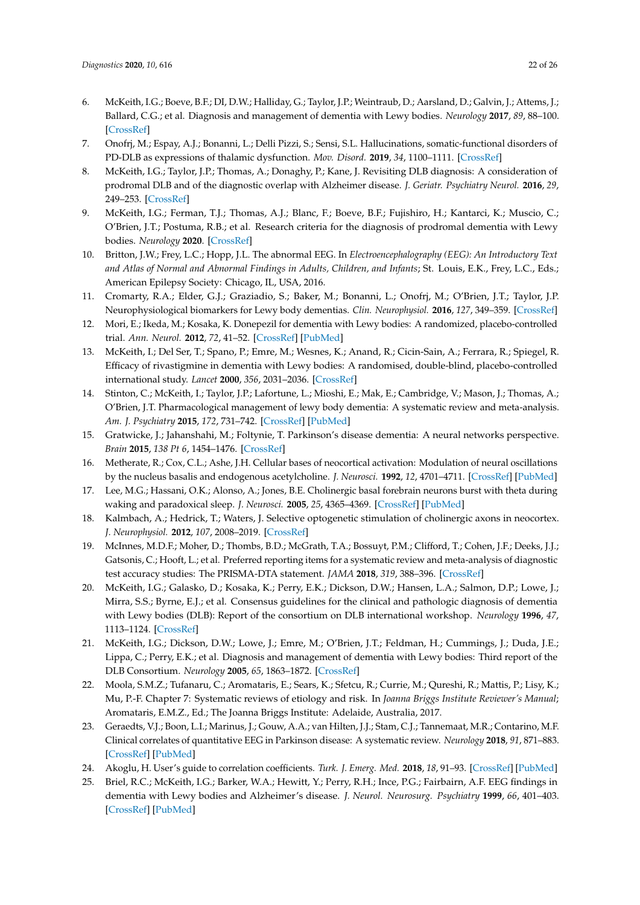6. McKeith, I.G.; Boeve, B.F.; DI, D.W.; Halliday, G.; Taylor, J.P.; Weintraub, D.; Aarsland, D.; Galvin, J.; Attems, J.; Ballard, C.G.; et al. Diagnosis and management of dementia with Lewy bodies. *Neurology* **2017**, *89*, 88–100. [CrossRef]
7. Onofrj, M.; Espay, A.J.; Bonanni, L.; Delli Pizzi, S.; Sensi, S.L. Hallucinations, somatic-functional disorders of PD-DLB as expressions of thalamic dysfunction. *Mov. Disord.* **2019**, *34*, 1100–1111. [CrossRef]
8. McKeith, I.G.; Taylor, J.P.; Thomas, A.; Donaghy, P.; Kane, J. Revisiting DLB diagnosis: A consideration of prodromal DLB and of the diagnostic overlap with Alzheimer disease. *J. Geriatr. Psychiatry Neurol.* **2016**, *29*, 249–253. [CrossRef]
9. McKeith, I.G.; Ferman, T.J.; Thomas, A.J.; Blanc, F.; Boeve, B.F.; Fujishiro, H.; Kantarci, K.; Muscio, C.; O'Brien, J.T.; Postuma, R.B.; et al. Research criteria for the diagnosis of prodromal dementia with Lewy bodies. *Neurology* **2020**. [CrossRef]
10. Britton, J.W.; Frey, L.C.; Hopp, J.L. The abnormal EEG. In *Electroencephalography (EEG): An Introductory Text and Atlas of Normal and Abnormal Findings in Adults, Children, and Infants*; St. Louis, E.K., Frey, L.C., Eds.; American Epilepsy Society: Chicago, IL, USA, 2016.
11. Cromarty, R.A.; Elder, G.J.; Graziadio, S.; Baker, M.; Bonanni, L.; Onofrj, M.; O'Brien, J.T.; Taylor, J.P. Neurophysiological biomarkers for Lewy body dementias. *Clin. Neurophysiol.* **2016**, *127*, 349–359. [CrossRef]
12. Mori, E.; Ikeda, M.; Kosaka, K. Donepezil for dementia with Lewy bodies: A randomized, placebo-controlled trial. *Ann. Neurol.* **2012**, *72*, 41–52. [CrossRef] [PubMed]
13. McKeith, I.; Del Ser, T.; Spano, P.; Emre, M.; Wesnes, K.; Anand, R.; Cicin-Sain, A.; Ferrara, R.; Spiegel, R. Efficacy of rivastigmine in dementia with Lewy bodies: A randomised, double-blind, placebo-controlled international study. *Lancet* **2000**, *356*, 2031–2036. [CrossRef]
14. Stinton, C.; McKeith, I.; Taylor, J.P.; Lafortune, L.; Mioshi, E.; Mak, E.; Cambridge, V.; Mason, J.; Thomas, A.; O'Brien, J.T. Pharmacological management of lewy body dementia: A systematic review and meta-analysis. *Am. J. Psychiatry* **2015**, *172*, 731–742. [CrossRef] [PubMed]
15. Gratwicke, J.; Jahanshahi, M.; Foltynie, T. Parkinson's disease dementia: A neural networks perspective. *Brain* **2015**, *138 Pt 6*, 1454–1476. [CrossRef]
16. Metherate, R.; Cox, C.L.; Ashe, J.H. Cellular bases of neocortical activation: Modulation of neural oscillations by the nucleus basalis and endogenous acetylcholine. *J. Neurosci.* **1992**, *12*, 4701–4711. [CrossRef] [PubMed]
17. Lee, M.G.; Hassani, O.K.; Alonso, A.; Jones, B.E. Cholinergic basal forebrain neurons burst with theta during waking and paradoxical sleep. *J. Neurosci.* **2005**, *25*, 4365–4369. [CrossRef] [PubMed]
18. Kalmbach, A.; Hedrick, T.; Waters, J. Selective optogenetic stimulation of cholinergic axons in neocortex. *J. Neurophysiol.* **2012**, *107*, 2008–2019. [CrossRef]
19. McInnes, M.D.F.; Moher, D.; Thombs, B.D.; McGrath, T.A.; Bossuyt, P.M.; Clifford, T.; Cohen, J.F.; Deeks, J.J.; Gatsonis, C.; Hooft, L.; et al. Preferred reporting items for a systematic review and meta-analysis of diagnostic test accuracy studies: The PRISMA-DTA statement. *JAMA* **2018**, *319*, 388–396. [CrossRef]
20. McKeith, I.G.; Galasko, D.; Kosaka, K.; Perry, E.K.; Dickson, D.W.; Hansen, L.A.; Salmon, D.P.; Lowe, J.; Mirra, S.S.; Byrne, E.J.; et al. Consensus guidelines for the clinical and pathologic diagnosis of dementia with Lewy bodies (DLB): Report of the consortium on DLB international workshop. *Neurology* **1996**, *47*, 1113–1124. [CrossRef]
21. McKeith, I.G.; Dickson, D.W.; Lowe, J.; Emre, M.; O'Brien, J.T.; Feldman, H.; Cummings, J.; Duda, J.E.; Lippa, C.; Perry, E.K.; et al. Diagnosis and management of dementia with Lewy bodies: Third report of the DLB Consortium. *Neurology* **2005**, *65*, 1863–1872. [CrossRef]
22. Moola, S.M.Z.; Tufanaru, C.; Aromataris, E.; Sears, K.; Sfetcu, R.; Currie, M.; Qureshi, R.; Mattis, P.; Lisy, K.; Mu, P.-F. Chapter 7: Systematic reviews of etiology and risk. In *Joanna Briggs Institute Reviewer's Manual*; Aromataris, E.M.Z., Ed.; The Joanna Briggs Institute: Adelaide, Australia, 2017.
23. Geraedts, V.J.; Boon, L.I.; Marinus, J.; Gouw, A.A.; van Hilten, J.J.; Stam, C.J.; Tannemaat, M.R.; Contarino, M.F. Clinical correlates of quantitative EEG in Parkinson disease: A systematic review. *Neurology* **2018**, *91*, 871–883. [CrossRef] [PubMed]
24. Akoglu, H. User's guide to correlation coefficients. *Turk. J. Emerg. Med.* **2018**, *18*, 91–93. [CrossRef] [PubMed]
25. Briel, R.C.; McKeith, I.G.; Barker, W.A.; Hewitt, Y.; Perry, R.H.; Ince, P.G.; Fairbairn, A.F. EEG findings in dementia with Lewy bodies and Alzheimer's disease. *J. Neurol. Neurosurg. Psychiatry* **1999**, *66*, 401–403. [CrossRef] [PubMed]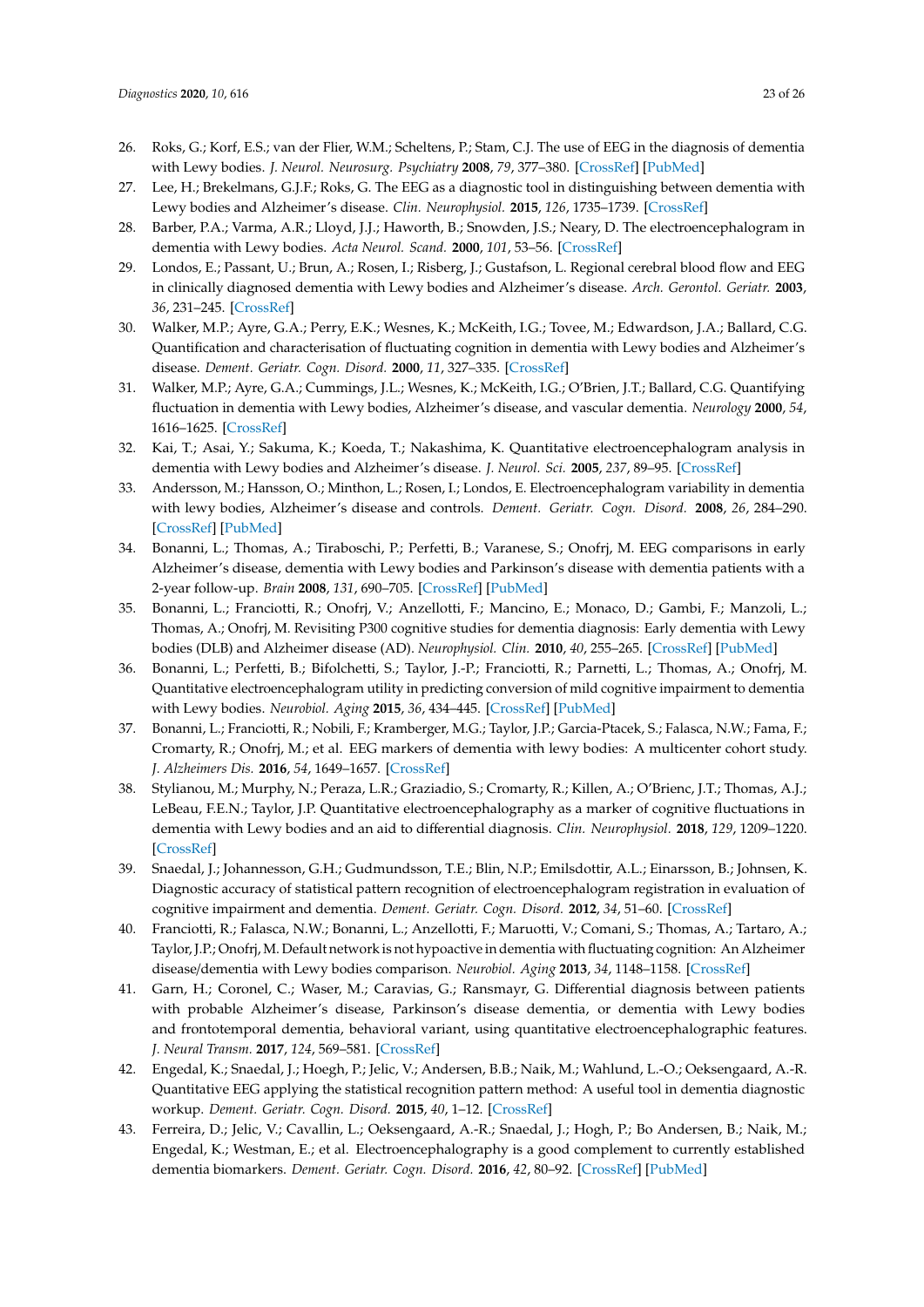26. Roks, G.; Korf, E.S.; van der Flier, W.M.; Scheltens, P.; Stam, C.J. The use of EEG in the diagnosis of dementia with Lewy bodies. *J. Neurol. Neurosurg. Psychiatry* **2008**, *79*, 377–380. [CrossRef] [PubMed]
27. Lee, H.; Brekelmans, G.J.F.; Roks, G. The EEG as a diagnostic tool in distinguishing between dementia with Lewy bodies and Alzheimer's disease. *Clin. Neurophysiol.* **2015**, *126*, 1735–1739. [CrossRef]
28. Barber, P.A.; Varma, A.R.; Lloyd, J.J.; Haworth, B.; Snowden, J.S.; Neary, D. The electroencephalogram in dementia with Lewy bodies. *Acta Neurol. Scand.* **2000**, *101*, 53–56. [CrossRef]
29. Londos, E.; Passant, U.; Brun, A.; Rosen, I.; Risberg, J.; Gustafson, L. Regional cerebral blood flow and EEG in clinically diagnosed dementia with Lewy bodies and Alzheimer's disease. *Arch. Gerontol. Geriatr.* **2003**, *36*, 231–245. [CrossRef]
30. Walker, M.P.; Ayre, G.A.; Perry, E.K.; Wesnes, K.; McKeith, I.G.; Tovee, M.; Edwardson, J.A.; Ballard, C.G. Quantification and characterisation of fluctuating cognition in dementia with Lewy bodies and Alzheimer's disease. *Dement. Geriatr. Cogn. Disord.* **2000**, *11*, 327–335. [CrossRef]
31. Walker, M.P.; Ayre, G.A.; Cummings, J.L.; Wesnes, K.; McKeith, I.G.; O'Brien, J.T.; Ballard, C.G. Quantifying fluctuation in dementia with Lewy bodies, Alzheimer's disease, and vascular dementia. *Neurology* **2000**, *54*, 1616–1625. [CrossRef]
32. Kai, T.; Asai, Y.; Sakuma, K.; Koeda, T.; Nakashima, K. Quantitative electroencephalogram analysis in dementia with Lewy bodies and Alzheimer's disease. *J. Neurol. Sci.* **2005**, *237*, 89–95. [CrossRef]
33. Andersson, M.; Hansson, O.; Minthon, L.; Rosen, I.; Londos, E. Electroencephalogram variability in dementia with lewy bodies, Alzheimer's disease and controls. *Dement. Geriatr. Cogn. Disord.* **2008**, *26*, 284–290. [CrossRef] [PubMed]
34. Bonanni, L.; Thomas, A.; Tiraboschi, P.; Perfetti, B.; Varanese, S.; Onofrj, M. EEG comparisons in early Alzheimer's disease, dementia with Lewy bodies and Parkinson's disease with dementia patients with a 2-year follow-up. *Brain* **2008**, *131*, 690–705. [CrossRef] [PubMed]
35. Bonanni, L.; Franciotti, R.; Onofrj, V.; Anzellotti, F.; Mancino, E.; Monaco, D.; Gambi, F.; Manzoli, L.; Thomas, A.; Onofrj, M. Revisiting P300 cognitive studies for dementia diagnosis: Early dementia with Lewy bodies (DLB) and Alzheimer disease (AD). *Neurophysiol. Clin.* **2010**, *40*, 255–265. [CrossRef] [PubMed]
36. Bonanni, L.; Perfetti, B.; Bifolchetti, S.; Taylor, J.-P.; Franciotti, R.; Parnetti, L.; Thomas, A.; Onofrj, M. Quantitative electroencephalogram utility in predicting conversion of mild cognitive impairment to dementia with Lewy bodies. *Neurobiol. Aging* **2015**, *36*, 434–445. [CrossRef] [PubMed]
37. Bonanni, L.; Franciotti, R.; Nobili, F.; Kramberger, M.G.; Taylor, J.P.; Garcia-Ptacek, S.; Falasca, N.W.; Fama, F.; Cromarty, R.; Onofrj, M.; et al. EEG markers of dementia with lewy bodies: A multicenter cohort study. *J. Alzheimers Dis.* **2016**, *54*, 1649–1657. [CrossRef]
38. Stylianou, M.; Murphy, N.; Peraza, L.R.; Graziadio, S.; Cromarty, R.; Killen, A.; O'Brienc, J.T.; Thomas, A.J.; LeBeau, F.E.N.; Taylor, J.P. Quantitative electroencephalography as a marker of cognitive fluctuations in dementia with Lewy bodies and an aid to differential diagnosis. *Clin. Neurophysiol.* **2018**, *129*, 1209–1220. [CrossRef]
39. Snaedal, J.; Johannesson, G.H.; Gudmundsson, T.E.; Blin, N.P.; Emilsdottir, A.L.; Einarsson, B.; Johnsen, K. Diagnostic accuracy of statistical pattern recognition of electroencephalogram registration in evaluation of cognitive impairment and dementia. *Dement. Geriatr. Cogn. Disord.* **2012**, *34*, 51–60. [CrossRef]
40. Franciotti, R.; Falasca, N.W.; Bonanni, L.; Anzellotti, F.; Maruotti, V.; Comani, S.; Thomas, A.; Tartaro, A.; Taylor, J.P.; Onofrj, M. Default network is not hypoactive in dementia with fluctuating cognition: An Alzheimer disease/dementia with Lewy bodies comparison. *Neurobiol. Aging* **2013**, *34*, 1148–1158. [CrossRef]
41. Garn, H.; Coronel, C.; Waser, M.; Caravias, G.; Ransmayr, G. Differential diagnosis between patients with probable Alzheimer's disease, Parkinson's disease dementia, or dementia with Lewy bodies and frontotemporal dementia, behavioral variant, using quantitative electroencephalographic features. *J. Neural Transm.* **2017**, *124*, 569–581. [CrossRef]
42. Engedal, K.; Snaedal, J.; Hoegh, P.; Jelic, V.; Andersen, B.B.; Naik, M.; Wahlund, L.-O.; Oeksengaard, A.-R. Quantitative EEG applying the statistical recognition pattern method: A useful tool in dementia diagnostic workup. *Dement. Geriatr. Cogn. Disord.* **2015**, *40*, 1–12. [CrossRef]
43. Ferreira, D.; Jelic, V.; Cavallin, L.; Oeksengaard, A.-R.; Snaedal, J.; Hogh, P.; Bo Andersen, B.; Naik, M.; Engedal, K.; Westman, E.; et al. Electroencephalography is a good complement to currently established dementia biomarkers. *Dement. Geriatr. Cogn. Disord.* **2016**, *42*, 80–92. [CrossRef] [PubMed]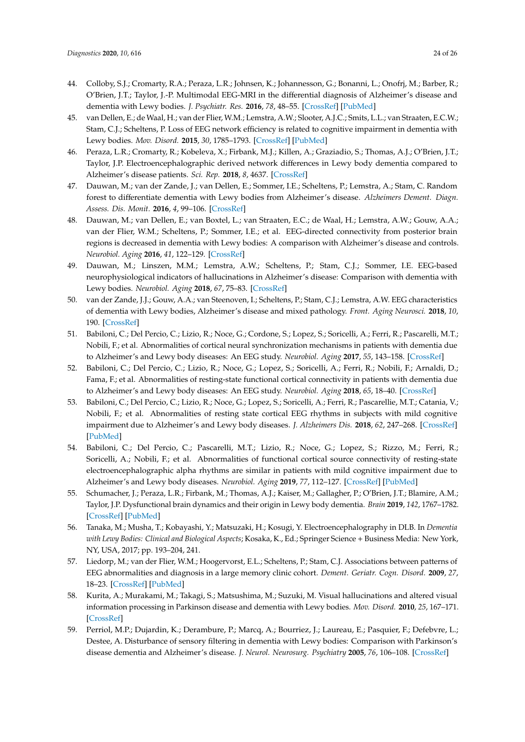44. Colloby, S.J.; Cromarty, R.A.; Peraza, L.R.; Johnsen, K.; Johannesson, G.; Bonanni, L.; Onofrj, M.; Barber, R.; O'Brien, J.T.; Taylor, J.-P. Multimodal EEG-MRI in the differential diagnosis of Alzheimer's disease and dementia with Lewy bodies. *J. Psychiatr. Res.* **2016**, *78*, 48–55. [CrossRef] [PubMed]
45. van Dellen, E.; de Waal, H.; van der Flier, W.M.; Lemstra, A.W.; Slooter, A.J.C.; Smits, L.L.; van Straaten, E.C.W.; Stam, C.J.; Scheltens, P. Loss of EEG network efficiency is related to cognitive impairment in dementia with Lewy bodies. *Mov. Disord.* **2015**, *30*, 1785–1793. [CrossRef] [PubMed]
46. Peraza, L.R.; Cromarty, R.; Kobeleva, X.; Firbank, M.J.; Killen, A.; Graziadio, S.; Thomas, A.J.; O'Brien, J.T.; Taylor, J.P. Electroencephalographic derived network differences in Lewy body dementia compared to Alzheimer's disease patients. *Sci. Rep.* **2018**, *8*, 4637. [CrossRef]
47. Dauwan, M.; van der Zande, J.; van Dellen, E.; Sommer, I.E.; Scheltens, P.; Lemstra, A.; Stam, C. Random forest to differentiate dementia with Lewy bodies from Alzheimer's disease. *Alzheimers Dement. Diagn. Assess. Dis. Monit.* **2016**, *4*, 99–106. [CrossRef]
48. Dauwan, M.; van Dellen, E.; van Boxtel, L.; van Straaten, E.C.; de Waal, H.; Lemstra, A.W.; Gouw, A.A.; van der Flier, W.M.; Scheltens, P.; Sommer, I.E.; et al. EEG-directed connectivity from posterior brain regions is decreased in dementia with Lewy bodies: A comparison with Alzheimer's disease and controls. *Neurobiol. Aging* **2016**, *41*, 122–129. [CrossRef]
49. Dauwan, M.; Linszen, M.M.; Lemstra, A.W.; Scheltens, P.; Stam, C.J.; Sommer, I.E. EEG-based neurophysiological indicators of hallucinations in Alzheimer's disease: Comparison with dementia with Lewy bodies. *Neurobiol. Aging* **2018**, *67*, 75–83. [CrossRef]
50. van der Zande, J.J.; Gouw, A.A.; van Steenoven, I.; Scheltens, P.; Stam, C.J.; Lemstra, A.W. EEG characteristics of dementia with Lewy bodies, Alzheimer's disease and mixed pathology. *Front. Aging Neurosci.* **2018**, *10*, 190. [CrossRef]
51. Babiloni, C.; Del Percio, C.; Lizio, R.; Noce, G.; Cordone, S.; Lopez, S.; Soricelli, A.; Ferri, R.; Pascarelli, M.T.; Nobili, F.; et al. Abnormalities of cortical neural synchronization mechanisms in patients with dementia due to Alzheimer's and Lewy body diseases: An EEG study. *Neurobiol. Aging* **2017**, *55*, 143–158. [CrossRef]
52. Babiloni, C.; Del Percio, C.; Lizio, R.; Noce, G.; Lopez, S.; Soricelli, A.; Ferri, R.; Nobili, F.; Arnaldi, D.; Fama, F.; et al. Abnormalities of resting-state functional cortical connectivity in patients with dementia due to Alzheimer's and Lewy body diseases: An EEG study. *Neurobiol. Aging* **2018**, *65*, 18–40. [CrossRef]
53. Babiloni, C.; Del Percio, C.; Lizio, R.; Noce, G.; Lopez, S.; Soricelli, A.; Ferri, R.; Pascarellie, M.T.; Catania, V.; Nobili, F.; et al. Abnormalities of resting state cortical EEG rhythms in subjects with mild cognitive impairment due to Alzheimer's and Lewy body diseases. *J. Alzheimers Dis.* **2018**, *62*, 247–268. [CrossRef] [PubMed]
54. Babiloni, C.; Del Percio, C.; Pascarelli, M.T.; Lizio, R.; Noce, G.; Lopez, S.; Rizzo, M.; Ferri, R.; Soricelli, A.; Nobili, F.; et al. Abnormalities of functional cortical source connectivity of resting-state electroencephalographic alpha rhythms are similar in patients with mild cognitive impairment due to Alzheimer's and Lewy body diseases. *Neurobiol. Aging* **2019**, *77*, 112–127. [CrossRef] [PubMed]
55. Schumacher, J.; Peraza, L.R.; Firbank, M.; Thomas, A.J.; Kaiser, M.; Gallagher, P.; O'Brien, J.T.; Blamire, A.M.; Taylor, J.P. Dysfunctional brain dynamics and their origin in Lewy body dementia. *Brain* **2019**, *142*, 1767–1782. [CrossRef] [PubMed]
56. Tanaka, M.; Musha, T.; Kobayashi, Y.; Matsuzaki, H.; Kosugi, Y. Electroencephalography in DLB. In *Dementia with Lewy Bodies: Clinical and Biological Aspects*; Kosaka, K., Ed.; Springer Science + Business Media: New York, NY, USA, 2017; pp. 193–204, 241.
57. Liedorp, M.; van der Flier, W.M.; Hoogervorst, E.L.; Scheltens, P.; Stam, C.J. Associations between patterns of EEG abnormalities and diagnosis in a large memory clinic cohort. *Dement. Geriatr. Cogn. Disord.* **2009**, *27*, 18–23. [CrossRef] [PubMed]
58. Kurita, A.; Murakami, M.; Takagi, S.; Matsushima, M.; Suzuki, M. Visual hallucinations and altered visual information processing in Parkinson disease and dementia with Lewy bodies. *Mov. Disord.* **2010**, *25*, 167–171. [CrossRef]
59. Perriol, M.P.; Dujardin, K.; Derambure, P.; Marcq, A.; Bourriez, J.; Laureau, E.; Pasquier, F.; Defebvre, L.; Destee, A. Disturbance of sensory filtering in dementia with Lewy bodies: Comparison with Parkinson's disease dementia and Alzheimer's disease. *J. Neurol. Neurosurg. Psychiatry* **2005**, *76*, 106–108. [CrossRef]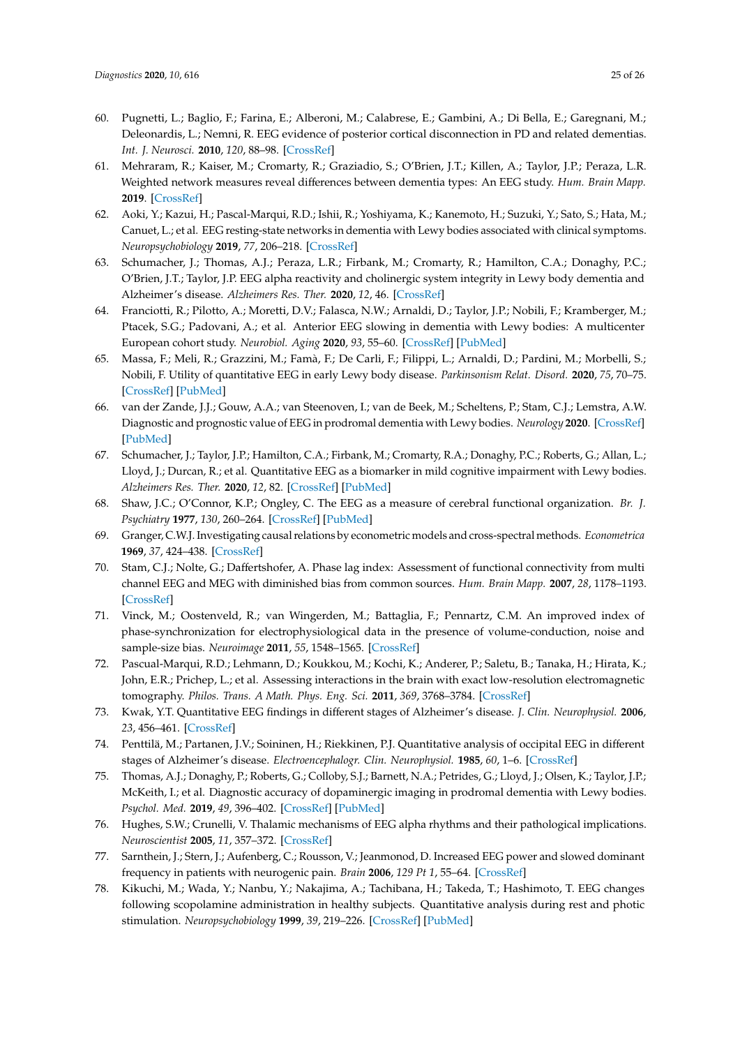60. Pugnetti, L.; Baglio, F.; Farina, E.; Alberoni, M.; Calabrese, E.; Gambini, A.; Di Bella, E.; Garegnani, M.; Deleonardis, L.; Nemni, R. EEG evidence of posterior cortical disconnection in PD and related dementias. *Int. J. Neurosci.* **2010**, *120*, 88–98. [CrossRef]
61. Mehraram, R.; Kaiser, M.; Cromarty, R.; Graziadio, S.; O'Brien, J.T.; Killen, A.; Taylor, J.P.; Peraza, L.R. Weighted network measures reveal differences between dementia types: An EEG study. *Hum. Brain Mapp.* **2019**. [CrossRef]
62. Aoki, Y.; Kazui, H.; Pascal-Marqui, R.D.; Ishii, R.; Yoshiyama, K.; Kanemoto, H.; Suzuki, Y.; Sato, S.; Hata, M.; Canuet, L.; et al. EEG resting-state networks in dementia with Lewy bodies associated with clinical symptoms. *Neuropsychobiology* **2019**, *77*, 206–218. [CrossRef]
63. Schumacher, J.; Thomas, A.J.; Peraza, L.R.; Firbank, M.; Cromarty, R.; Hamilton, C.A.; Donaghy, P.C.; O'Brien, J.T.; Taylor, J.P. EEG alpha reactivity and cholinergic system integrity in Lewy body dementia and Alzheimer's disease. *Alzheimers Res. Ther.* **2020**, *12*, 46. [CrossRef]
64. Franciotti, R.; Pilotto, A.; Moretti, D.V.; Falasca, N.W.; Arnaldi, D.; Taylor, J.P.; Nobili, F.; Kramberger, M.; Ptacek, S.G.; Padovani, A.; et al. Anterior EEG slowing in dementia with Lewy bodies: A multicenter European cohort study. *Neurobiol. Aging* **2020**, *93*, 55–60. [CrossRef] [PubMed]
65. Massa, F.; Meli, R.; Grazzini, M.; Famà, F.; De Carli, F.; Filippi, L.; Arnaldi, D.; Pardini, M.; Morbelli, S.; Nobili, F. Utility of quantitative EEG in early Lewy body disease. *Parkinsonism Relat. Disord.* **2020**, *75*, 70–75. [CrossRef] [PubMed]
66. van der Zande, J.J.; Gouw, A.A.; van Steenoven, I.; van de Beek, M.; Scheltens, P.; Stam, C.J.; Lemstra, A.W. Diagnostic and prognostic value of EEG in prodromal dementia with Lewy bodies. *Neurology* **2020**. [CrossRef] [PubMed]
67. Schumacher, J.; Taylor, J.P.; Hamilton, C.A.; Firbank, M.; Cromarty, R.A.; Donaghy, P.C.; Roberts, G.; Allan, L.; Lloyd, J.; Durcan, R.; et al. Quantitative EEG as a biomarker in mild cognitive impairment with Lewy bodies. *Alzheimers Res. Ther.* **2020**, *12*, 82. [CrossRef] [PubMed]
68. Shaw, J.C.; O'Connor, K.P.; Ongley, C. The EEG as a measure of cerebral functional organization. *Br. J. Psychiatry* **1977**, *130*, 260–264. [CrossRef] [PubMed]
69. Granger, C.W.J. Investigating causal relations by econometric models and cross-spectral methods. *Econometrica* **1969**, *37*, 424–438. [CrossRef]
70. Stam, C.J.; Nolte, G.; Daffertshofer, A. Phase lag index: Assessment of functional connectivity from multi channel EEG and MEG with diminished bias from common sources. *Hum. Brain Mapp.* **2007**, *28*, 1178–1193. [CrossRef]
71. Vinck, M.; Oostenveld, R.; van Wingerden, M.; Battaglia, F.; Pennartz, C.M. An improved index of phase-synchronization for electrophysiological data in the presence of volume-conduction, noise and sample-size bias. *Neuroimage* **2011**, *55*, 1548–1565. [CrossRef]
72. Pascual-Marqui, R.D.; Lehmann, D.; Koukkou, M.; Kochi, K.; Anderer, P.; Saletu, B.; Tanaka, H.; Hirata, K.; John, E.R.; Prichep, L.; et al. Assessing interactions in the brain with exact low-resolution electromagnetic tomography. *Philos. Trans. A Math. Phys. Eng. Sci.* **2011**, *369*, 3768–3784. [CrossRef]
73. Kwak, Y.T. Quantitative EEG findings in different stages of Alzheimer's disease. *J. Clin. Neurophysiol.* **2006**, *23*, 456–461. [CrossRef]
74. Penttilä, M.; Partanen, J.V.; Soininen, H.; Riekkinen, P.J. Quantitative analysis of occipital EEG in different stages of Alzheimer's disease. *Electroencephalogr. Clin. Neurophysiol.* **1985**, *60*, 1–6. [CrossRef]
75. Thomas, A.J.; Donaghy, P.; Roberts, G.; Colloby, S.J.; Barnett, N.A.; Petrides, G.; Lloyd, J.; Olsen, K.; Taylor, J.P.; McKeith, I.; et al. Diagnostic accuracy of dopaminergic imaging in prodromal dementia with Lewy bodies. *Psychol. Med.* **2019**, *49*, 396–402. [CrossRef] [PubMed]
76. Hughes, S.W.; Crunelli, V. Thalamic mechanisms of EEG alpha rhythms and their pathological implications. *Neuroscientist* **2005**, *11*, 357–372. [CrossRef]
77. Sarnthein, J.; Stern, J.; Aufenberg, C.; Rousson, V.; Jeanmonod, D. Increased EEG power and slowed dominant frequency in patients with neurogenic pain. *Brain* **2006**, *129 Pt 1*, 55–64. [CrossRef]
78. Kikuchi, M.; Wada, Y.; Nanbu, Y.; Nakajima, A.; Tachibana, H.; Takeda, T.; Hashimoto, T. EEG changes following scopolamine administration in healthy subjects. Quantitative analysis during rest and photic stimulation. *Neuropsychobiology* **1999**, *39*, 219–226. [CrossRef] [PubMed]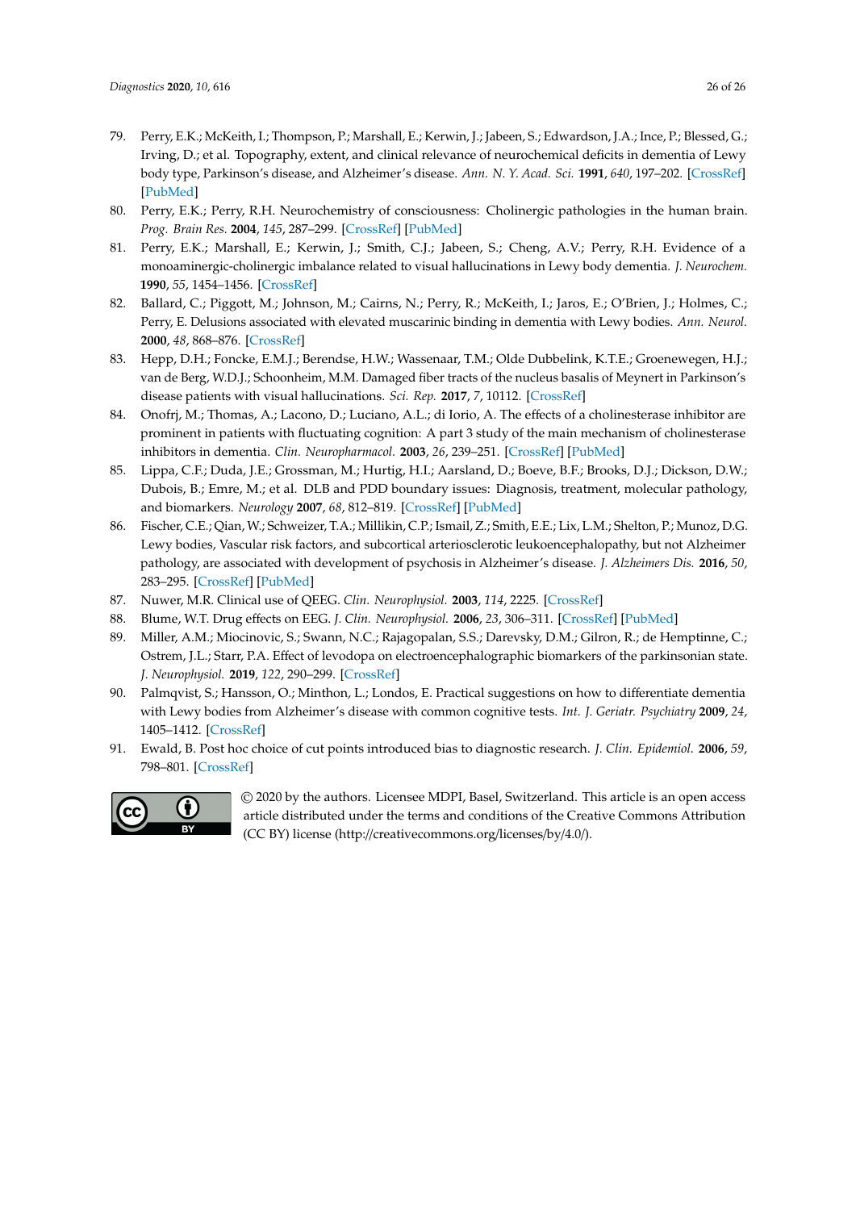79. Perry, E.K.; McKeith, I.; Thompson, P.; Marshall, E.; Kerwin, J.; Jabeen, S.; Edwardson, J.A.; Ince, P.; Blessed, G.; Irving, D.; et al. Topography, extent, and clinical relevance of neurochemical deficits in dementia of Lewy body type, Parkinson's disease, and Alzheimer's disease. *Ann. N. Y. Acad. Sci.* **1991**, *640*, 197–202. [CrossRef] [PubMed]
80. Perry, E.K.; Perry, R.H. Neurochemistry of consciousness: Cholinergic pathologies in the human brain. *Prog. Brain Res.* **2004**, *145*, 287–299. [CrossRef] [PubMed]
81. Perry, E.K.; Marshall, E.; Kerwin, J.; Smith, C.J.; Jabeen, S.; Cheng, A.V.; Perry, R.H. Evidence of a monoaminergic-cholinergic imbalance related to visual hallucinations in Lewy body dementia. *J. Neurochem.* **1990**, *55*, 1454–1456. [CrossRef]
82. Ballard, C.; Piggott, M.; Johnson, M.; Cairns, N.; Perry, R.; McKeith, I.; Jaros, E.; O'Brien, J.; Holmes, C.; Perry, E. Delusions associated with elevated muscarinic binding in dementia with Lewy bodies. *Ann. Neurol.* **2000**, *48*, 868–876. [CrossRef]
83. Hepp, D.H.; Foncke, E.M.J.; Berendse, H.W.; Wassenaar, T.M.; Olde Dubbelink, K.T.E.; Groenewegen, H.J.; van de Berg, W.D.J.; Schoonheim, M.M. Damaged fiber tracts of the nucleus basalis of Meynert in Parkinson's disease patients with visual hallucinations. *Sci. Rep.* **2017**, *7*, 10112. [CrossRef]
84. Onofrj, M.; Thomas, A.; Lacono, D.; Luciano, A.L.; di Iorio, A. The effects of a cholinesterase inhibitor are prominent in patients with fluctuating cognition: A part 3 study of the main mechanism of cholinesterase inhibitors in dementia. *Clin. Neuropharmacol.* **2003**, *26*, 239–251. [CrossRef] [PubMed]
85. Lippa, C.F.; Duda, J.E.; Grossman, M.; Hurtig, H.I.; Aarsland, D.; Boeve, B.F.; Brooks, D.J.; Dickson, D.W.; Dubois, B.; Emre, M.; et al. DLB and PDD boundary issues: Diagnosis, treatment, molecular pathology, and biomarkers. *Neurology* **2007**, *68*, 812–819. [CrossRef] [PubMed]
86. Fischer, C.E.; Qian, W.; Schweizer, T.A.; Millikin, C.P.; Ismail, Z.; Smith, E.E.; Lix, L.M.; Shelton, P.; Munoz, D.G. Lewy bodies, Vascular risk factors, and subcortical arteriosclerotic leukoencephalopathy, but not Alzheimer pathology, are associated with development of psychosis in Alzheimer's disease. *J. Alzheimers Dis.* **2016**, *50*, 283–295. [CrossRef] [PubMed]
87. Nuwer, M.R. Clinical use of QEEG. *Clin. Neurophysiol.* **2003**, *114*, 2225. [CrossRef]
88. Blume, W.T. Drug effects on EEG. *J. Clin. Neurophysiol.* **2006**, *23*, 306–311. [CrossRef] [PubMed]
89. Miller, A.M.; Miocinovic, S.; Swann, N.C.; Rajagopalan, S.S.; Darevsky, D.M.; Gilron, R.; de Hemptinne, C.; Ostrem, J.L.; Starr, P.A. Effect of levodopa on electroencephalographic biomarkers of the parkinsonian state. *J. Neurophysiol.* **2019**, *122*, 290–299. [CrossRef]
90. Palmqvist, S.; Hansson, O.; Minthon, L.; Londos, E. Practical suggestions on how to differentiate dementia with Lewy bodies from Alzheimer's disease with common cognitive tests. *Int. J. Geriatr. Psychiatry* **2009**, *24*, 1405–1412. [CrossRef]
91. Ewald, B. Post hoc choice of cut points introduced bias to diagnostic research. *J. Clin. Epidemiol.* **2006**, *59*, 798–801. [CrossRef]

© 2020 by the authors. Licensee MDPI, Basel, Switzerland. This article is an open access article distributed under the terms and conditions of the Creative Commons Attribution (CC BY) license (http://creativecommons.org/licenses/by/4.0/).